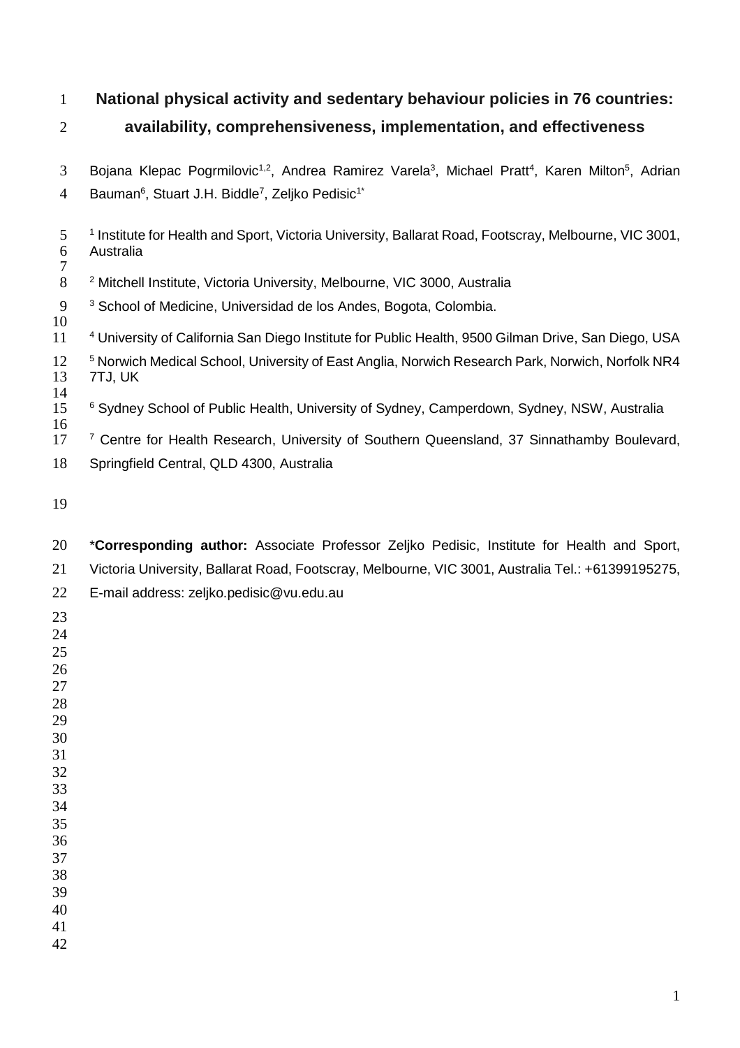# National physical activity and sedentary behaviour policies in 76 countries: availability, comprehensiveness, implementation, and effectiveness

Bojana Klepac Pogrmilovic[1,2], Andrea Ramirez Varela[3], Michael Pratt[4], Karen Milton[5], Adrian Bauman[6], Stuart J.H. Biddle[7], Zeljko Pedisic[1*]

[1] Institute for Health and Sport, Victoria University, Ballarat Road, Footscray, Melbourne, VIC 3001, Australia

[2] Mitchell Institute, Victoria University, Melbourne, VIC 3000, Australia

[3] School of Medicine, Universidad de los Andes, Bogota, Colombia.

[4] University of California San Diego Institute for Public Health, 9500 Gilman Drive, San Diego, USA

[5] Norwich Medical School, University of East Anglia, Norwich Research Park, Norwich, Norfolk NR4 7TJ, UK

[6] Sydney School of Public Health, University of Sydney, Camperdown, Sydney, NSW, Australia

[7] Centre for Health Research, University of Southern Queensland, 37 Sinnathamby Boulevard, Springfield Central, QLD 4300, Australia

***Corresponding author:** Associate Professor Zeljko Pedisic, Institute for Health and Sport, Victoria University, Ballarat Road, Footscray, Melbourne, VIC 3001, Australia Tel.: +61399195275, E-mail address: zeljko.pedisic@vu.edu.au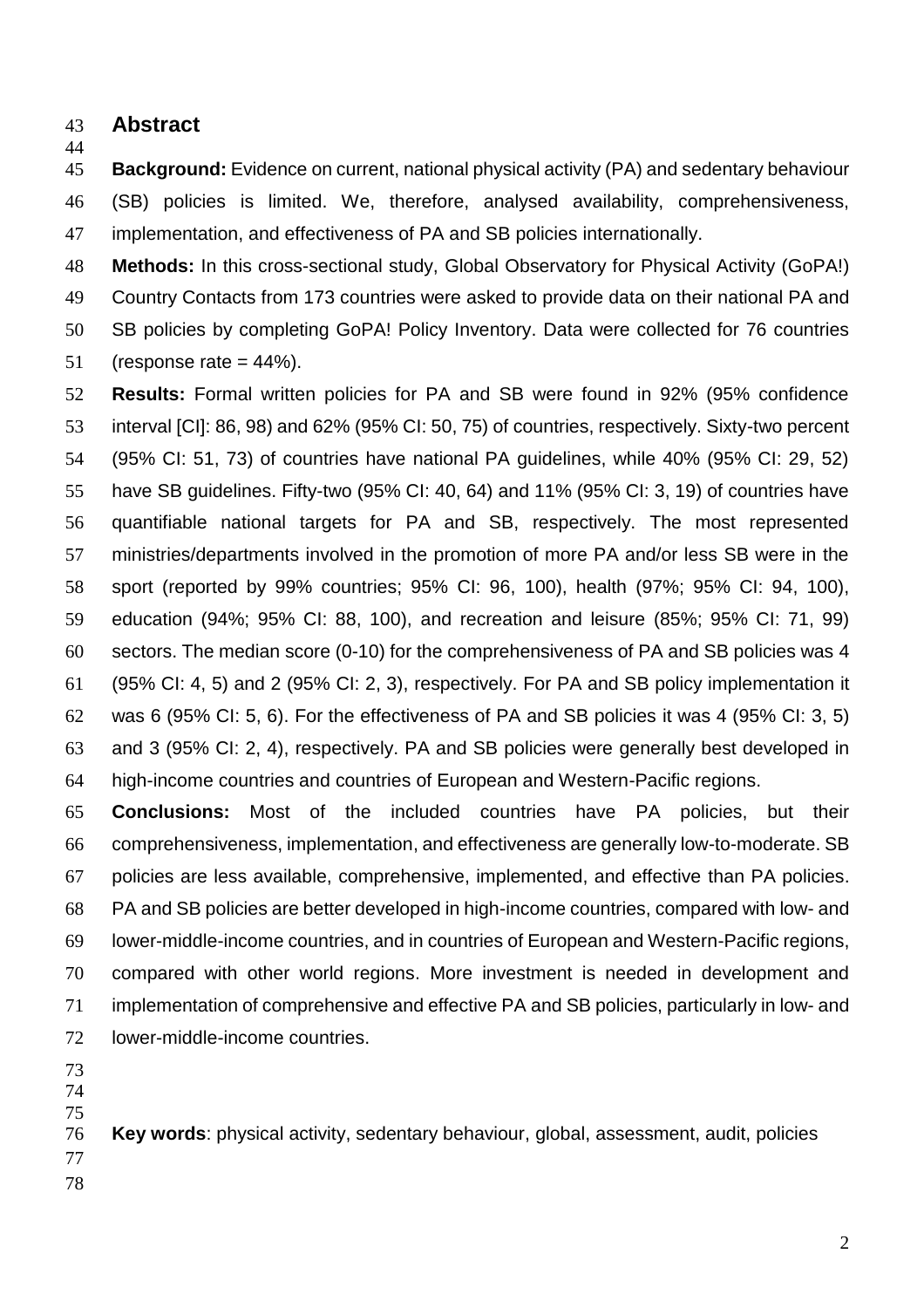## Abstract

**Background:** Evidence on current, national physical activity (PA) and sedentary behaviour (SB) policies is limited. We, therefore, analysed availability, comprehensiveness, implementation, and effectiveness of PA and SB policies internationally.

**Methods:** In this cross-sectional study, Global Observatory for Physical Activity (GoPA!) Country Contacts from 173 countries were asked to provide data on their national PA and SB policies by completing GoPA! Policy Inventory. Data were collected for 76 countries (response rate = 44%).

**Results:** Formal written policies for PA and SB were found in 92% (95% confidence interval [CI]: 86, 98) and 62% (95% CI: 50, 75) of countries, respectively. Sixty-two percent (95% CI: 51, 73) of countries have national PA guidelines, while 40% (95% CI: 29, 52) have SB guidelines. Fifty-two (95% CI: 40, 64) and 11% (95% CI: 3, 19) of countries have quantifiable national targets for PA and SB, respectively. The most represented ministries/departments involved in the promotion of more PA and/or less SB were in the sport (reported by 99% countries; 95% CI: 96, 100), health (97%; 95% CI: 94, 100), education (94%; 95% CI: 88, 100), and recreation and leisure (85%; 95% CI: 71, 99) sectors. The median score (0-10) for the comprehensiveness of PA and SB policies was 4 (95% CI: 4, 5) and 2 (95% CI: 2, 3), respectively. For PA and SB policy implementation it was 6 (95% CI: 5, 6). For the effectiveness of PA and SB policies it was 4 (95% CI: 3, 5) and 3 (95% CI: 2, 4), respectively. PA and SB policies were generally best developed in high-income countries and countries of European and Western-Pacific regions.

**Conclusions:** Most of the included countries have PA policies, but their comprehensiveness, implementation, and effectiveness are generally low-to-moderate. SB policies are less available, comprehensive, implemented, and effective than PA policies. PA and SB policies are better developed in high-income countries, compared with low- and lower-middle-income countries, and in countries of European and Western-Pacific regions, compared with other world regions. More investment is needed in development and implementation of comprehensive and effective PA and SB policies, particularly in low- and lower-middle-income countries.

**Key words**: physical activity, sedentary behaviour, global, assessment, audit, policies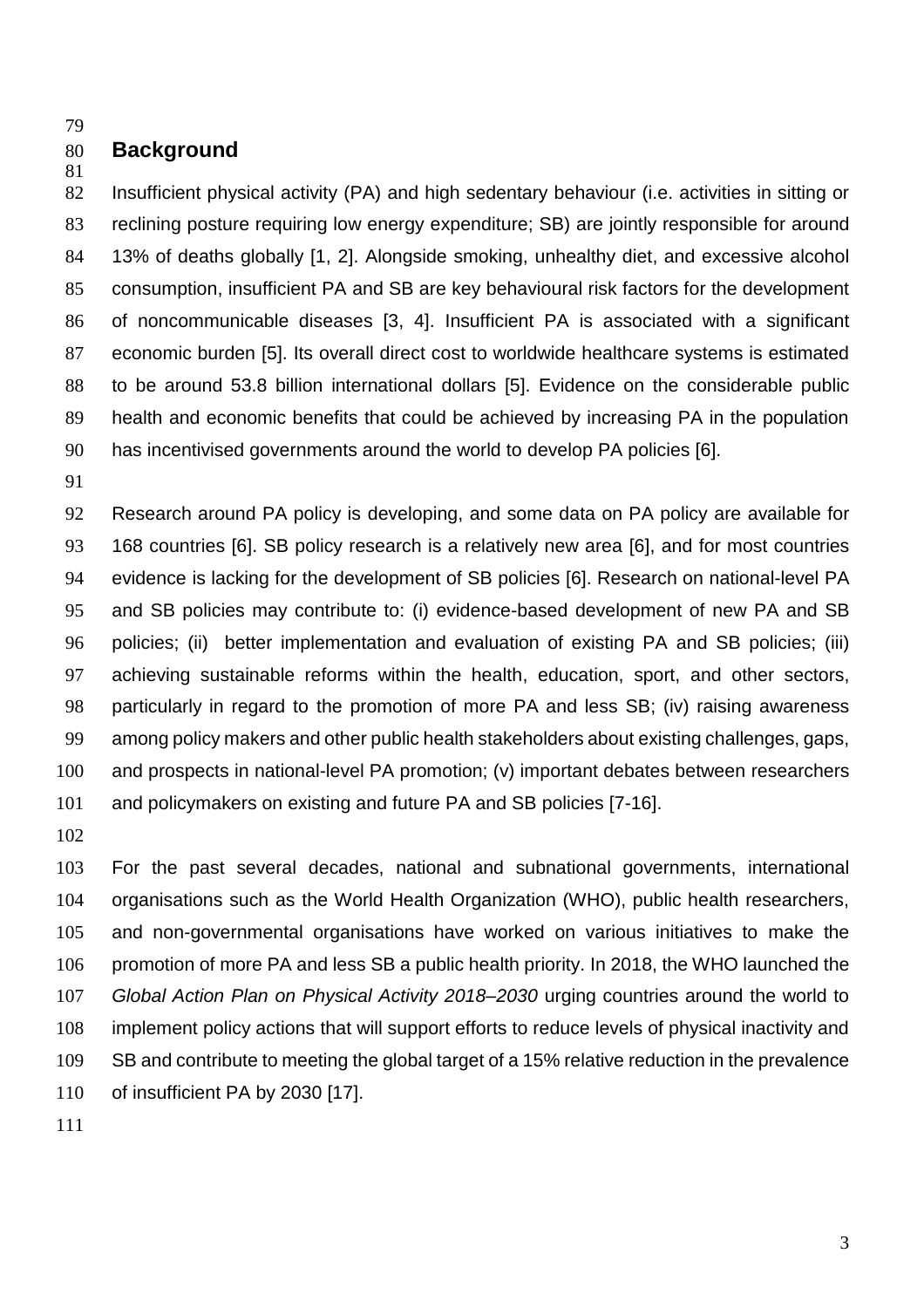## Background

Insufficient physical activity (PA) and high sedentary behaviour (i.e. activities in sitting or reclining posture requiring low energy expenditure; SB) are jointly responsible for around 13% of deaths globally [1, 2]. Alongside smoking, unhealthy diet, and excessive alcohol consumption, insufficient PA and SB are key behavioural risk factors for the development of noncommunicable diseases [3, 4]. Insufficient PA is associated with a significant economic burden [5]. Its overall direct cost to worldwide healthcare systems is estimated to be around 53.8 billion international dollars [5]. Evidence on the considerable public health and economic benefits that could be achieved by increasing PA in the population has incentivised governments around the world to develop PA policies [6].

Research around PA policy is developing, and some data on PA policy are available for 168 countries [6]. SB policy research is a relatively new area [6], and for most countries evidence is lacking for the development of SB policies [6]. Research on national-level PA and SB policies may contribute to: (i) evidence-based development of new PA and SB policies; (ii) better implementation and evaluation of existing PA and SB policies; (iii) achieving sustainable reforms within the health, education, sport, and other sectors, particularly in regard to the promotion of more PA and less SB; (iv) raising awareness among policy makers and other public health stakeholders about existing challenges, gaps, and prospects in national-level PA promotion; (v) important debates between researchers and policymakers on existing and future PA and SB policies [7-16].

For the past several decades, national and subnational governments, international organisations such as the World Health Organization (WHO), public health researchers, and non-governmental organisations have worked on various initiatives to make the promotion of more PA and less SB a public health priority. In 2018, the WHO launched the *Global Action Plan on Physical Activity 2018–2030* urging countries around the world to implement policy actions that will support efforts to reduce levels of physical inactivity and SB and contribute to meeting the global target of a 15% relative reduction in the prevalence of insufficient PA by 2030 [17].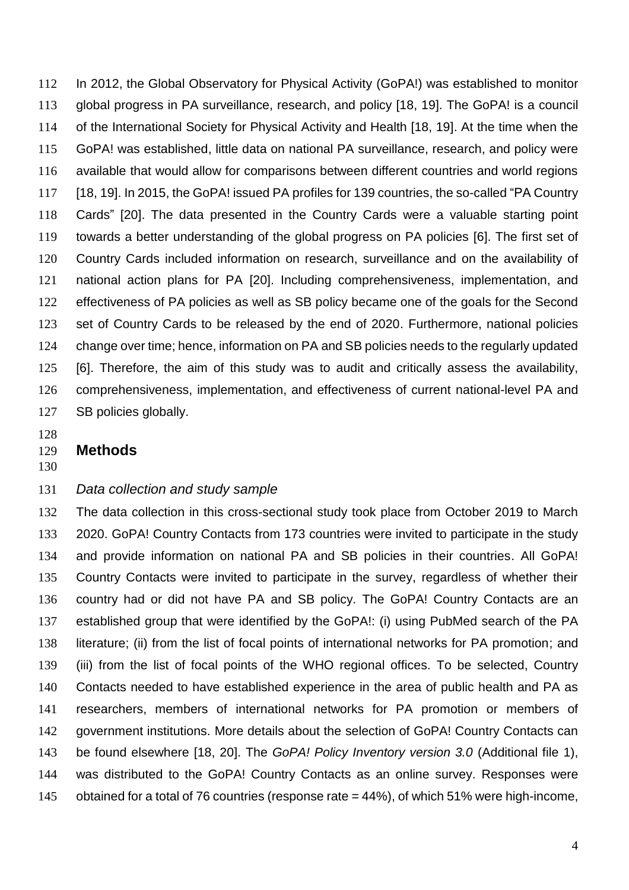In 2012, the Global Observatory for Physical Activity (GoPA!) was established to monitor global progress in PA surveillance, research, and policy [18, 19]. The GoPA! is a council of the International Society for Physical Activity and Health [18, 19]. At the time when the GoPA! was established, little data on national PA surveillance, research, and policy were available that would allow for comparisons between different countries and world regions [18, 19]. In 2015, the GoPA! issued PA profiles for 139 countries, the so-called "PA Country Cards" [20]. The data presented in the Country Cards were a valuable starting point towards a better understanding of the global progress on PA policies [6]. The first set of Country Cards included information on research, surveillance and on the availability of national action plans for PA [20]. Including comprehensiveness, implementation, and effectiveness of PA policies as well as SB policy became one of the goals for the Second set of Country Cards to be released by the end of 2020. Furthermore, national policies change over time; hence, information on PA and SB policies needs to the regularly updated [6]. Therefore, the aim of this study was to audit and critically assess the availability, comprehensiveness, implementation, and effectiveness of current national-level PA and SB policies globally.

## Methods

### *Data collection and study sample*

The data collection in this cross-sectional study took place from October 2019 to March 2020. GoPA! Country Contacts from 173 countries were invited to participate in the study and provide information on national PA and SB policies in their countries. All GoPA! Country Contacts were invited to participate in the survey, regardless of whether their country had or did not have PA and SB policy. The GoPA! Country Contacts are an established group that were identified by the GoPA!: (i) using PubMed search of the PA literature; (ii) from the list of focal points of international networks for PA promotion; and (iii) from the list of focal points of the WHO regional offices. To be selected, Country Contacts needed to have established experience in the area of public health and PA as researchers, members of international networks for PA promotion or members of government institutions. More details about the selection of GoPA! Country Contacts can be found elsewhere [18, 20]. The *GoPA! Policy Inventory version 3.0* (Additional file 1), was distributed to the GoPA! Country Contacts as an online survey. Responses were obtained for a total of 76 countries (response rate = 44%), of which 51% were high-income,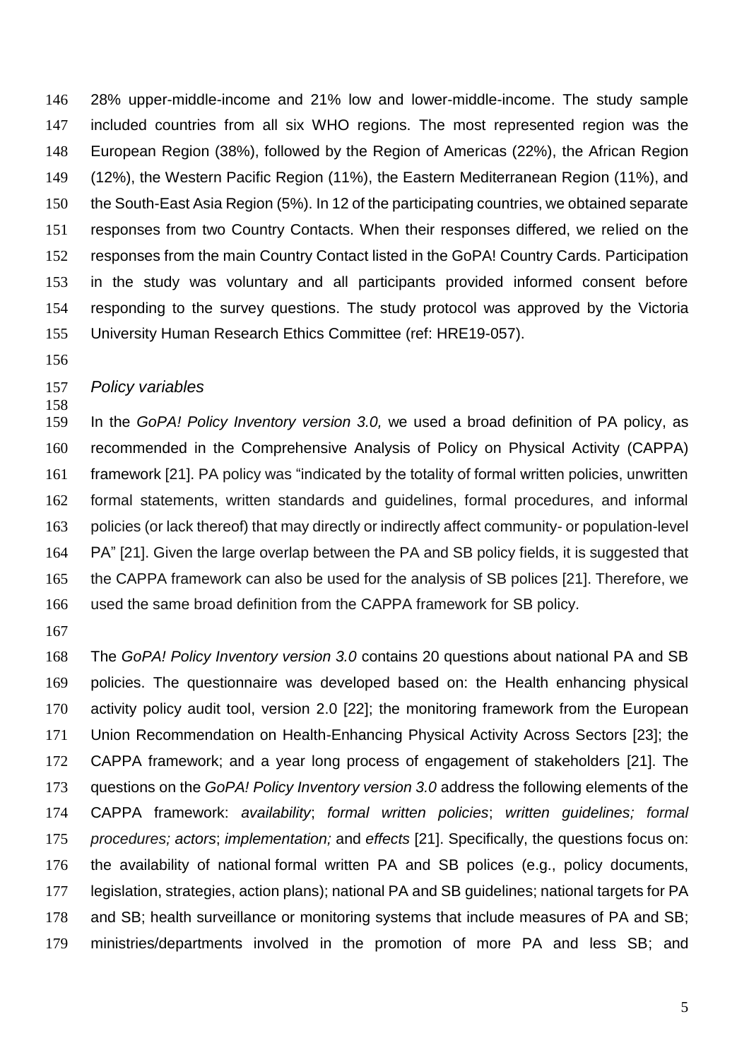28% upper-middle-income and 21% low and lower-middle-income. The study sample included countries from all six WHO regions. The most represented region was the European Region (38%), followed by the Region of Americas (22%), the African Region (12%), the Western Pacific Region (11%), the Eastern Mediterranean Region (11%), and the South-East Asia Region (5%). In 12 of the participating countries, we obtained separate responses from two Country Contacts. When their responses differed, we relied on the responses from the main Country Contact listed in the GoPA! Country Cards. Participation in the study was voluntary and all participants provided informed consent before responding to the survey questions. The study protocol was approved by the Victoria University Human Research Ethics Committee (ref: HRE19-057).

### *Policy variables*

In the *GoPA! Policy Inventory version 3.0,* we used a broad definition of PA policy, as recommended in the Comprehensive Analysis of Policy on Physical Activity (CAPPA) framework [21]. PA policy was "indicated by the totality of formal written policies, unwritten formal statements, written standards and guidelines, formal procedures, and informal policies (or lack thereof) that may directly or indirectly affect community- or population-level PA" [21]. Given the large overlap between the PA and SB policy fields, it is suggested that the CAPPA framework can also be used for the analysis of SB polices [21]. Therefore, we used the same broad definition from the CAPPA framework for SB policy.

The *GoPA! Policy Inventory version 3.0* contains 20 questions about national PA and SB policies. The questionnaire was developed based on: the Health enhancing physical activity policy audit tool, version 2.0 [22]; the monitoring framework from the European Union Recommendation on Health-Enhancing Physical Activity Across Sectors [23]; the CAPPA framework; and a year long process of engagement of stakeholders [21]. The questions on the *GoPA! Policy Inventory version 3.0* address the following elements of the CAPPA framework: *availability*; *formal written policies*; *written guidelines; formal procedures; actors*; *implementation;* and *effects* [21]. Specifically, the questions focus on: the availability of national formal written PA and SB polices (e.g., policy documents, legislation, strategies, action plans); national PA and SB guidelines; national targets for PA and SB; health surveillance or monitoring systems that include measures of PA and SB; ministries/departments involved in the promotion of more PA and less SB; and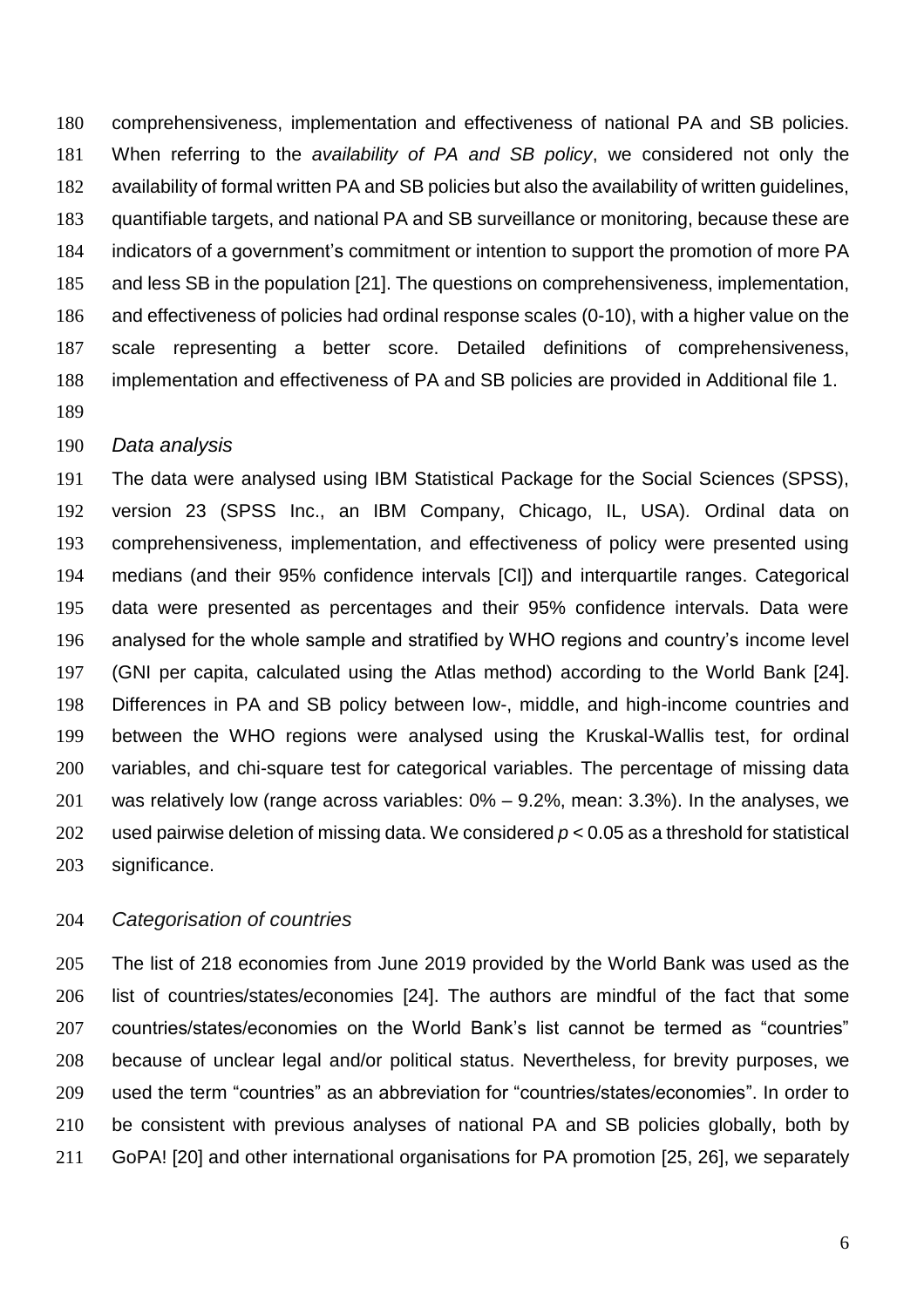comprehensiveness, implementation and effectiveness of national PA and SB policies. When referring to the *availability of PA and SB policy*, we considered not only the availability of formal written PA and SB policies but also the availability of written guidelines, quantifiable targets, and national PA and SB surveillance or monitoring, because these are indicators of a government's commitment or intention to support the promotion of more PA and less SB in the population [21]. The questions on comprehensiveness, implementation, and effectiveness of policies had ordinal response scales (0-10), with a higher value on the scale representing a better score. Detailed definitions of comprehensiveness, implementation and effectiveness of PA and SB policies are provided in Additional file 1.

### *Data analysis*

The data were analysed using IBM Statistical Package for the Social Sciences (SPSS), version 23 (SPSS Inc., an IBM Company, Chicago, IL, USA). Ordinal data on comprehensiveness, implementation, and effectiveness of policy were presented using medians (and their 95% confidence intervals [CI]) and interquartile ranges. Categorical data were presented as percentages and their 95% confidence intervals. Data were analysed for the whole sample and stratified by WHO regions and country's income level (GNI per capita, calculated using the Atlas method) according to the World Bank [24]. Differences in PA and SB policy between low-, middle, and high-income countries and between the WHO regions were analysed using the Kruskal-Wallis test, for ordinal variables, and chi-square test for categorical variables. The percentage of missing data was relatively low (range across variables: 0% – 9.2%, mean: 3.3%). In the analyses, we used pairwise deletion of missing data. We considered $p < 0.05$ as a threshold for statistical significance.

### *Categorisation of countries*

The list of 218 economies from June 2019 provided by the World Bank was used as the list of countries/states/economies [24]. The authors are mindful of the fact that some countries/states/economies on the World Bank's list cannot be termed as "countries" because of unclear legal and/or political status. Nevertheless, for brevity purposes, we used the term "countries" as an abbreviation for "countries/states/economies". In order to be consistent with previous analyses of national PA and SB policies globally, both by GoPA! [20] and other international organisations for PA promotion [25, 26], we separately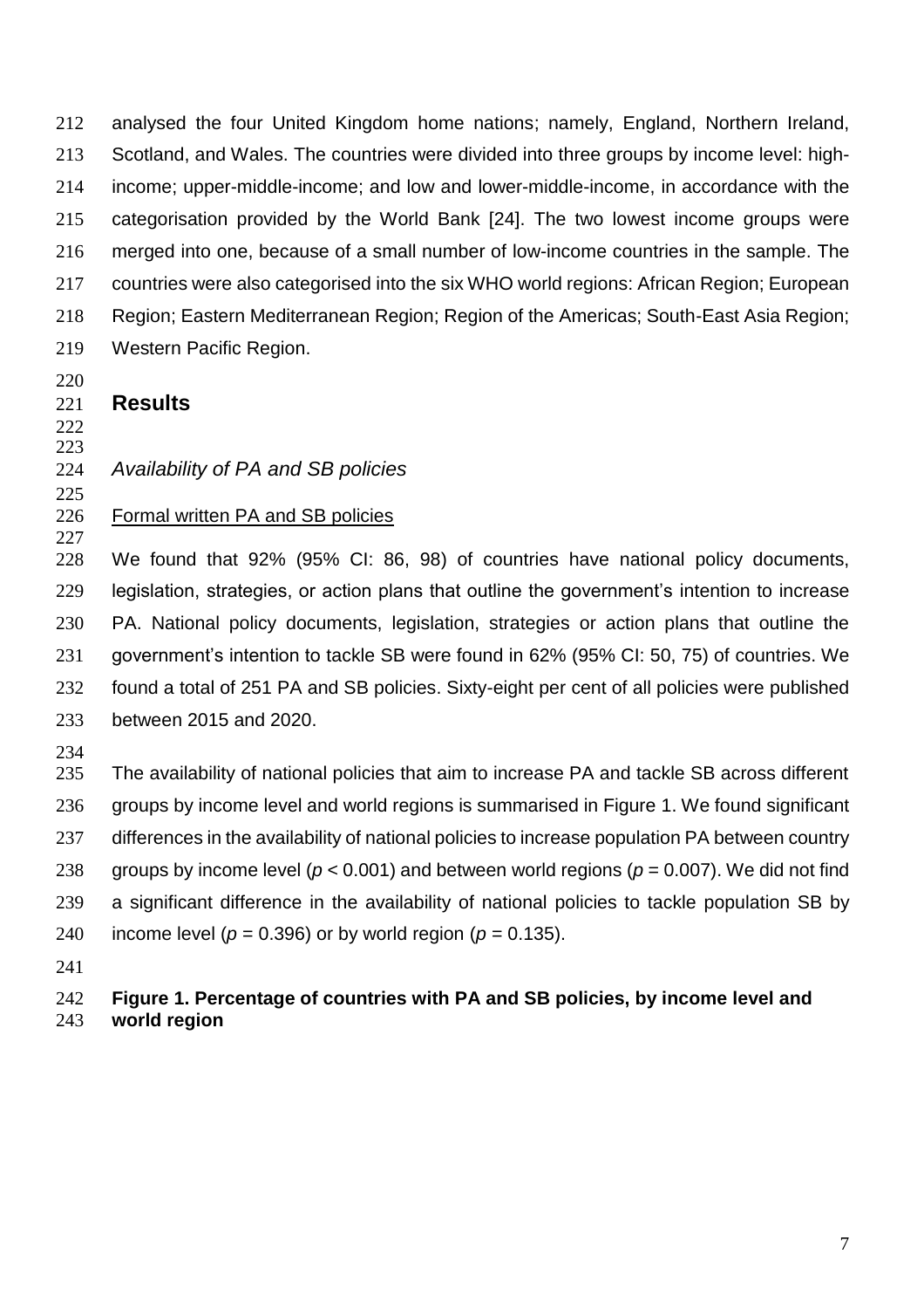analysed the four United Kingdom home nations; namely, England, Northern Ireland, Scotland, and Wales. The countries were divided into three groups by income level: high-income; upper-middle-income; and low and lower-middle-income, in accordance with the categorisation provided by the World Bank [24]. The two lowest income groups were merged into one, because of a small number of low-income countries in the sample. The countries were also categorised into the six WHO world regions: African Region; European Region; Eastern Mediterranean Region; Region of the Americas; South-East Asia Region; Western Pacific Region.

## Results

### *Availability of PA and SB policies*

Formal written PA and SB policies

We found that 92% (95% CI: 86, 98) of countries have national policy documents, legislation, strategies, or action plans that outline the government's intention to increase PA. National policy documents, legislation, strategies or action plans that outline the government's intention to tackle SB were found in 62% (95% CI: 50, 75) of countries. We found a total of 251 PA and SB policies. Sixty-eight per cent of all policies were published between 2015 and 2020.

The availability of national policies that aim to increase PA and tackle SB across different groups by income level and world regions is summarised in Figure 1. We found significant differences in the availability of national policies to increase population PA between country groups by income level ($p < 0.001$) and between world regions ($p = 0.007$). We did not find a significant difference in the availability of national policies to tackle population SB by income level ($p = 0.396$) or by world region ($p = 0.135$).

**Figure 1. Percentage of countries with PA and SB policies, by income level and world region**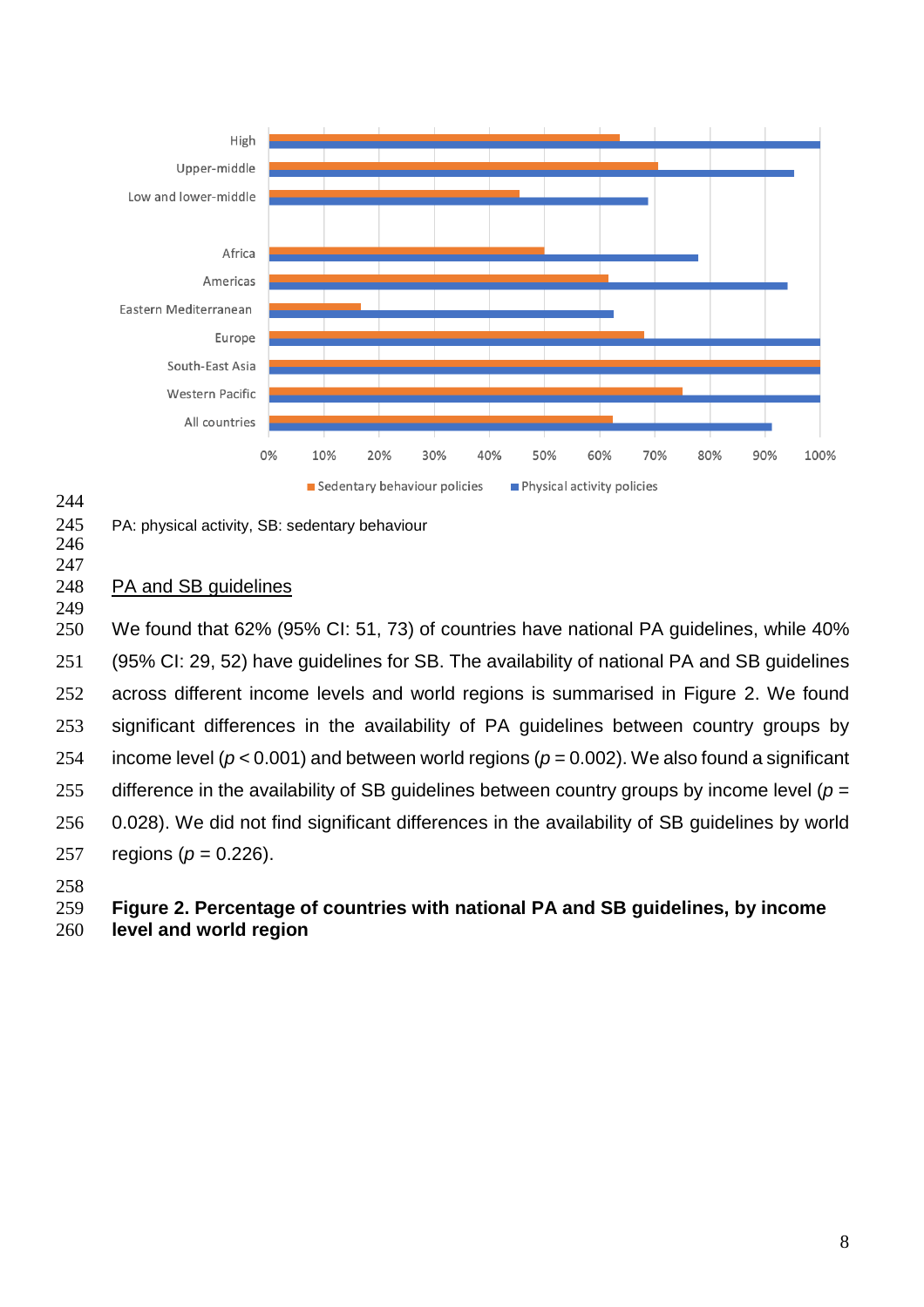PA: physical activity, SB: sedentary behaviour

PA and SB guidelines

We found that 62% (95% CI: 51, 73) of countries have national PA guidelines, while 40% (95% CI: 29, 52) have guidelines for SB. The availability of national PA and SB guidelines across different income levels and world regions is summarised in Figure 2. We found significant differences in the availability of PA guidelines between country groups by income level ($p < 0.001$) and between world regions ($p = 0.002$). We also found a significant difference in the availability of SB guidelines between country groups by income level ($p = 0.028$). We did not find significant differences in the availability of SB guidelines by world regions ($p = 0.226$).

**Figure 2. Percentage of countries with national PA and SB guidelines, by income level and world region**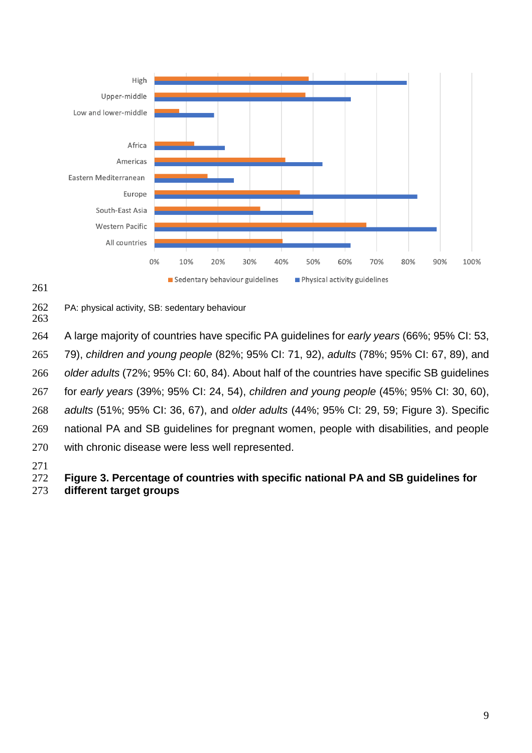PA: physical activity, SB: sedentary behaviour

A large majority of countries have specific PA guidelines for *early years* (66%; 95% CI: 53, 79), *children and young people* (82%; 95% CI: 71, 92), *adults* (78%; 95% CI: 67, 89), and *older adults* (72%; 95% CI: 60, 84). About half of the countries have specific SB guidelines for *early years* (39%; 95% CI: 24, 54), *children and young people* (45%; 95% CI: 30, 60), *adults* (51%; 95% CI: 36, 67), and *older adults* (44%; 95% CI: 29, 59; Figure 3). Specific national PA and SB guidelines for pregnant women, people with disabilities, and people with chronic disease were less well represented.

**Figure 3. Percentage of countries with specific national PA and SB guidelines for different target groups**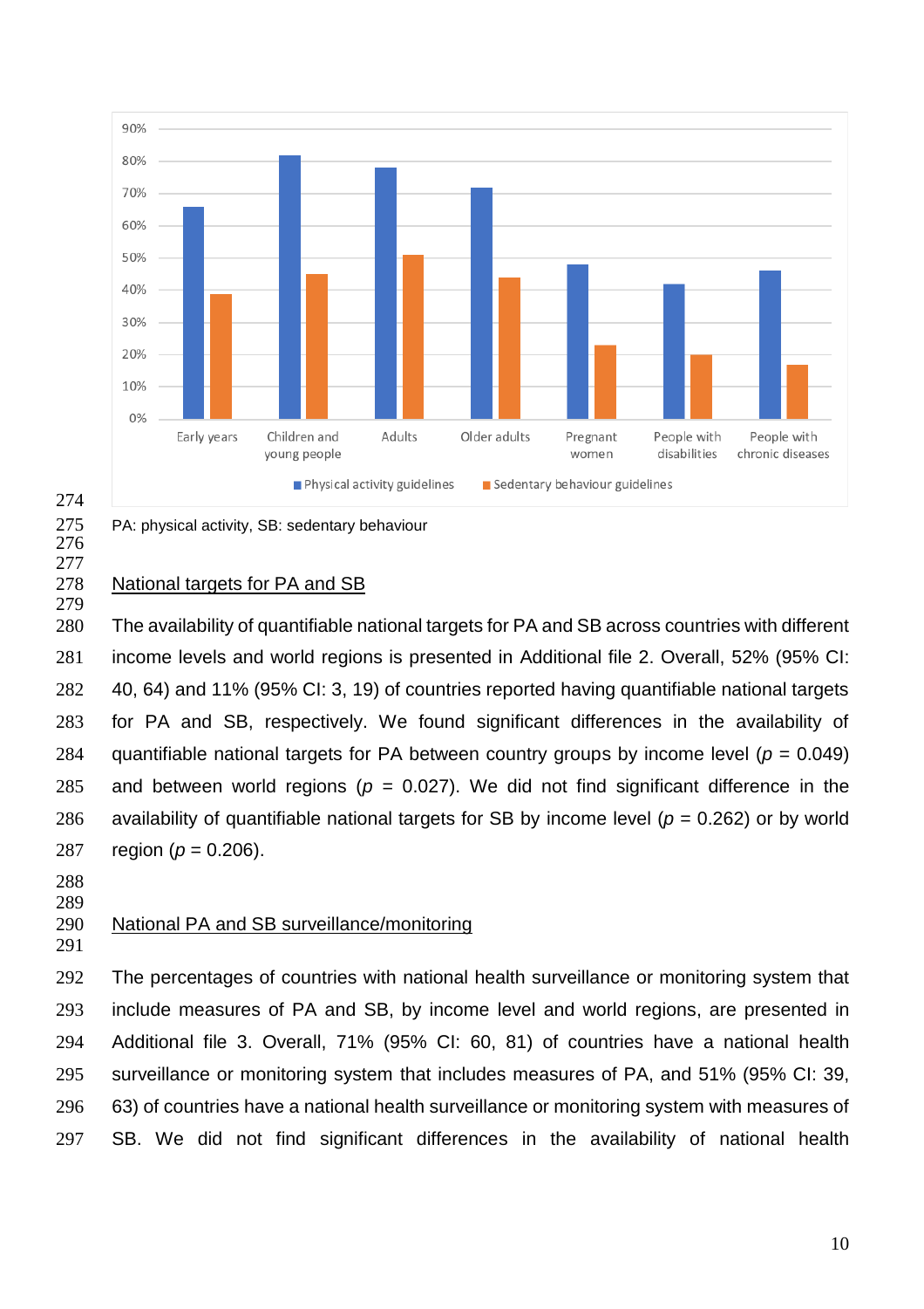PA: physical activity, SB: sedentary behaviour

## National targets for PA and SB

The availability of quantifiable national targets for PA and SB across countries with different income levels and world regions is presented in Additional file 2. Overall, 52% (95% CI: 40, 64) and 11% (95% CI: 3, 19) of countries reported having quantifiable national targets for PA and SB, respectively. We found significant differences in the availability of quantifiable national targets for PA between country groups by income level ($p$ = 0.049) and between world regions ($p$ = 0.027). We did not find significant difference in the availability of quantifiable national targets for SB by income level ($p$ = 0.262) or by world region ($p$ = 0.206).

## National PA and SB surveillance/monitoring

The percentages of countries with national health surveillance or monitoring system that include measures of PA and SB, by income level and world regions, are presented in Additional file 3. Overall, 71% (95% CI: 60, 81) of countries have a national health surveillance or monitoring system that includes measures of PA, and 51% (95% CI: 39, 63) of countries have a national health surveillance or monitoring system with measures of SB. We did not find significant differences in the availability of national health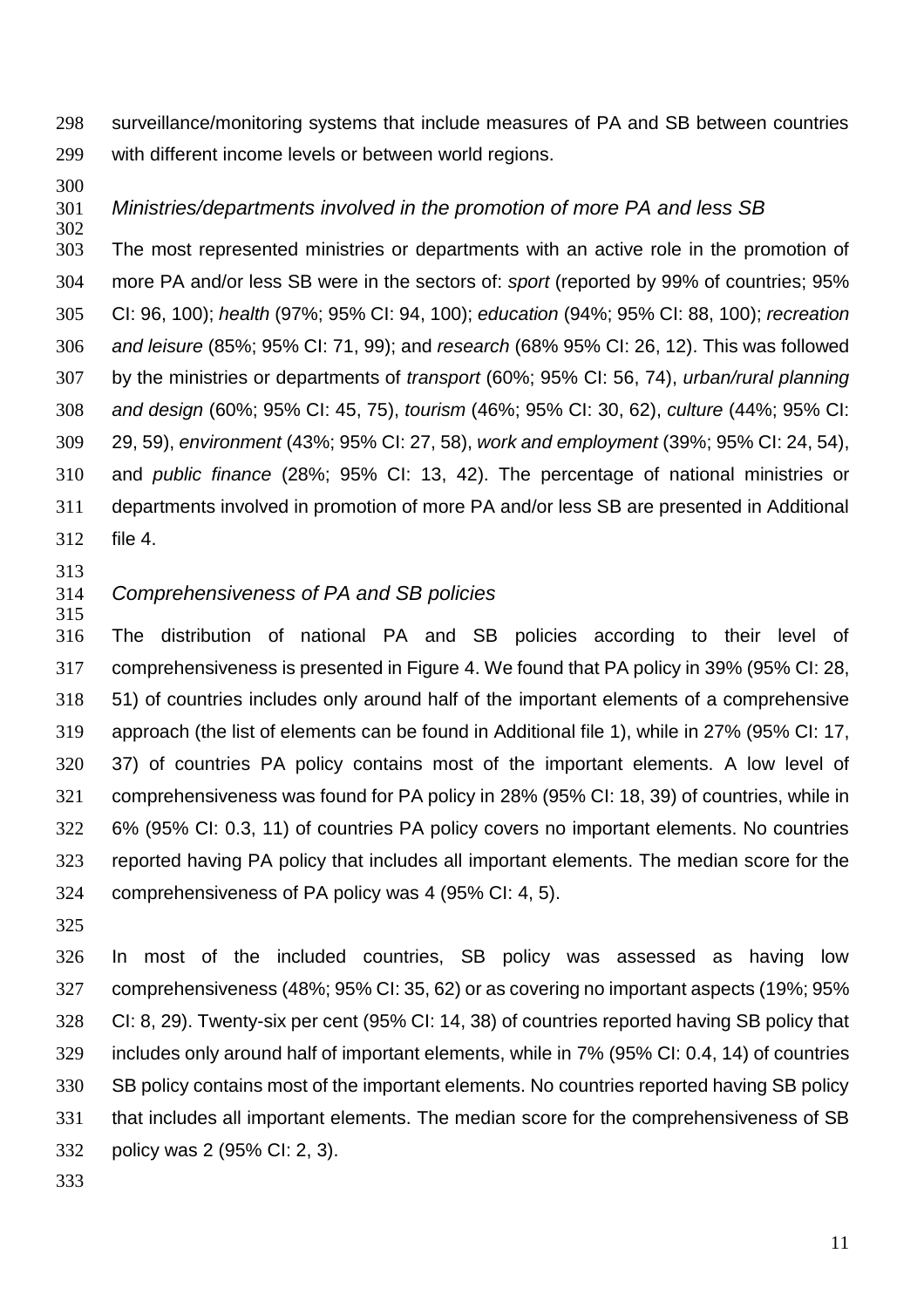surveillance/monitoring systems that include measures of PA and SB between countries with different income levels or between world regions.

### *Ministries/departments involved in the promotion of more PA and less SB*

The most represented ministries or departments with an active role in the promotion of more PA and/or less SB were in the sectors of: *sport* (reported by 99% of countries; 95% CI: 96, 100); *health* (97%; 95% CI: 94, 100); *education* (94%; 95% CI: 88, 100); *recreation and leisure* (85%; 95% CI: 71, 99); and *research* (68% 95% CI: 26, 12). This was followed by the ministries or departments of *transport* (60%; 95% CI: 56, 74), *urban/rural planning and design* (60%; 95% CI: 45, 75), *tourism* (46%; 95% CI: 30, 62), *culture* (44%; 95% CI: 29, 59), *environment* (43%; 95% CI: 27, 58), *work and employment* (39%; 95% CI: 24, 54), and *public finance* (28%; 95% CI: 13, 42). The percentage of national ministries or departments involved in promotion of more PA and/or less SB are presented in Additional file 4.

### *Comprehensiveness of PA and SB policies*

The distribution of national PA and SB policies according to their level of comprehensiveness is presented in Figure 4. We found that PA policy in 39% (95% CI: 28, 51) of countries includes only around half of the important elements of a comprehensive approach (the list of elements can be found in Additional file 1), while in 27% (95% CI: 17, 37) of countries PA policy contains most of the important elements. A low level of comprehensiveness was found for PA policy in 28% (95% CI: 18, 39) of countries, while in 6% (95% CI: 0.3, 11) of countries PA policy covers no important elements. No countries reported having PA policy that includes all important elements. The median score for the comprehensiveness of PA policy was 4 (95% CI: 4, 5).

In most of the included countries, SB policy was assessed as having low comprehensiveness (48%; 95% CI: 35, 62) or as covering no important aspects (19%; 95% CI: 8, 29). Twenty-six per cent (95% CI: 14, 38) of countries reported having SB policy that includes only around half of important elements, while in 7% (95% CI: 0.4, 14) of countries SB policy contains most of the important elements. No countries reported having SB policy that includes all important elements. The median score for the comprehensiveness of SB policy was 2 (95% CI: 2, 3).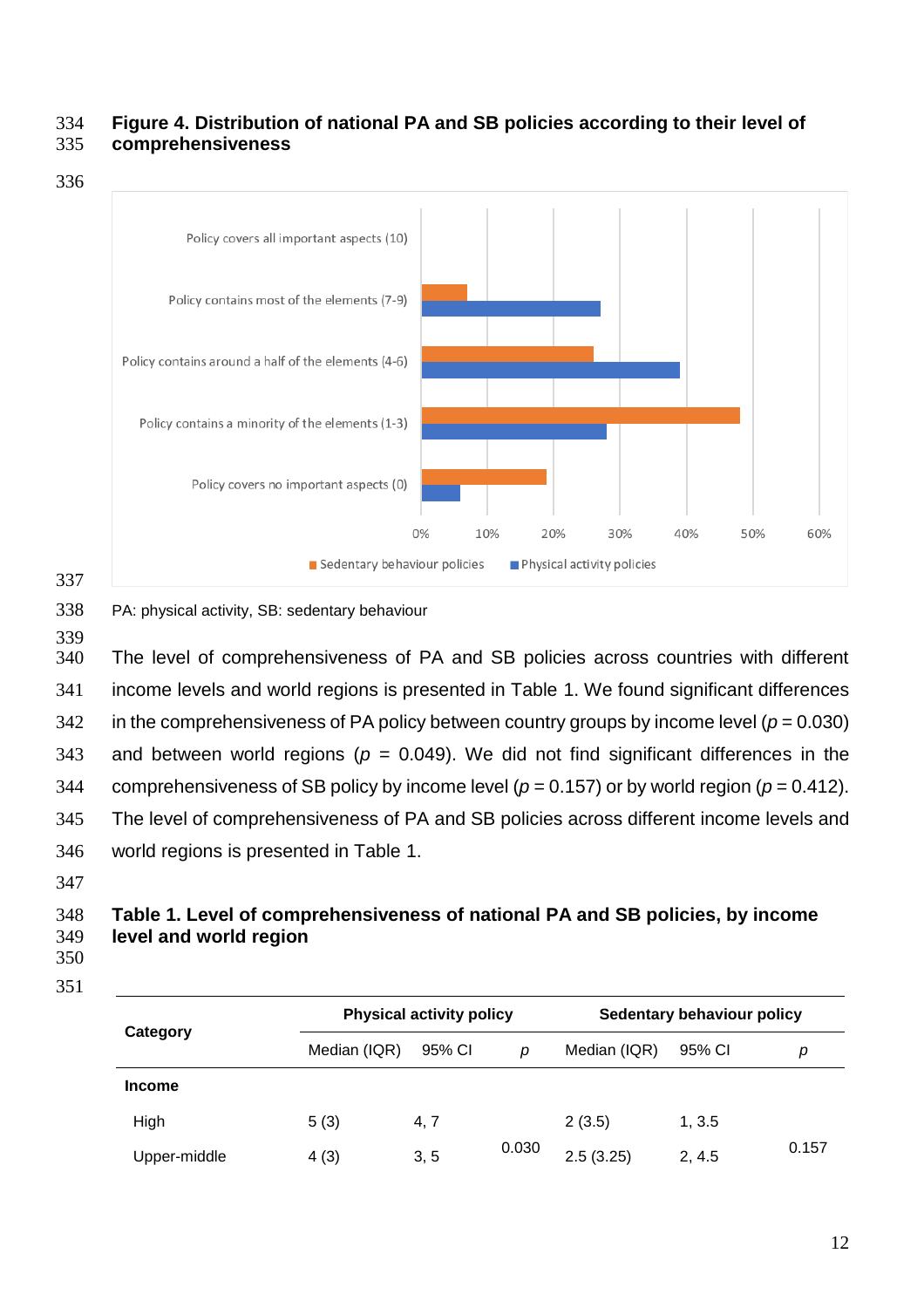**Figure 4. Distribution of national PA and SB policies according to their level of comprehensiveness**

PA: physical activity, SB: sedentary behaviour

The level of comprehensiveness of PA and SB policies across countries with different income levels and world regions is presented in Table 1. We found significant differences in the comprehensiveness of PA policy between country groups by income level ($p = 0.030$) and between world regions ($p = 0.049$). We did not find significant differences in the comprehensiveness of SB policy by income level ($p = 0.157$) or by world region ($p = 0.412$). The level of comprehensiveness of PA and SB policies across different income levels and world regions is presented in Table 1.

**Table 1. Level of comprehensiveness of national PA and SB policies, by income level and world region**

| Category | Physical activity policy | | | Sedentary behaviour policy | | |
|---|---|---|---|---|---|---|
| | Median (IQR) | 95% CI | *p* | Median (IQR) | 95% CI | *p* |
| **Income** | | | | | | |
| High | 5 (3) | 4, 7 | 0.030 | 2 (3.5) | 1, 3.5 | 0.157 |
| Upper-middle | 4 (3) | 3, 5 | | 2.5 (3.25) | 2, 4.5 | |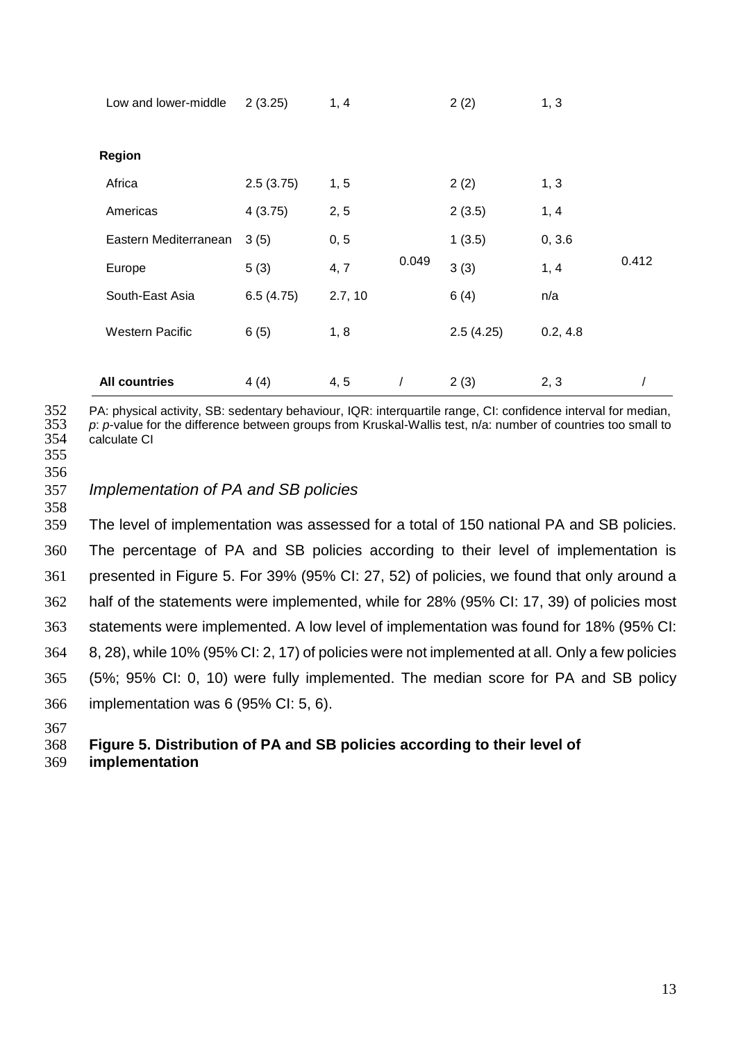| | | | | | | |
|---|---|---|---|---|---|---|
| Low and lower-middle | 2 (3.25) | 1, 4 | | 2 (2) | 1, 3 | |
| **Region** | | | | | | |
| Africa | 2.5 (3.75) | 1, 5 | | 2 (2) | 1, 3 | |
| Americas | 4 (3.75) | 2, 5 | | 2 (3.5) | 1, 4 | |
| Eastern Mediterranean | 3 (5) | 0, 5 | | 1 (3.5) | 0, 3.6 | |
| Europe | 5 (3) | 4, 7 | 0.049 | 3 (3) | 1, 4 | 0.412 |
| South-East Asia | 6.5 (4.75) | 2.7, 10 | | 6 (4) | n/a | |
| Western Pacific | 6 (5) | 1, 8 | | 2.5 (4.25) | 0.2, 4.8 | |
| **All countries** | 4 (4) | 4, 5 | / | 2 (3) | 2, 3 | / |

PA: physical activity, SB: sedentary behaviour, IQR: interquartile range, CI: confidence interval for median, *p*: *p*-value for the difference between groups from Kruskal-Wallis test, n/a: number of countries too small to calculate CI

### *Implementation of PA and SB policies*

The level of implementation was assessed for a total of 150 national PA and SB policies. The percentage of PA and SB policies according to their level of implementation is presented in Figure 5. For 39% (95% CI: 27, 52) of policies, we found that only around a half of the statements were implemented, while for 28% (95% CI: 17, 39) of policies most statements were implemented. A low level of implementation was found for 18% (95% CI: 8, 28), while 10% (95% CI: 2, 17) of policies were not implemented at all. Only a few policies (5%; 95% CI: 0, 10) were fully implemented. The median score for PA and SB policy implementation was 6 (95% CI: 5, 6).

**Figure 5. Distribution of PA and SB policies according to their level of implementation**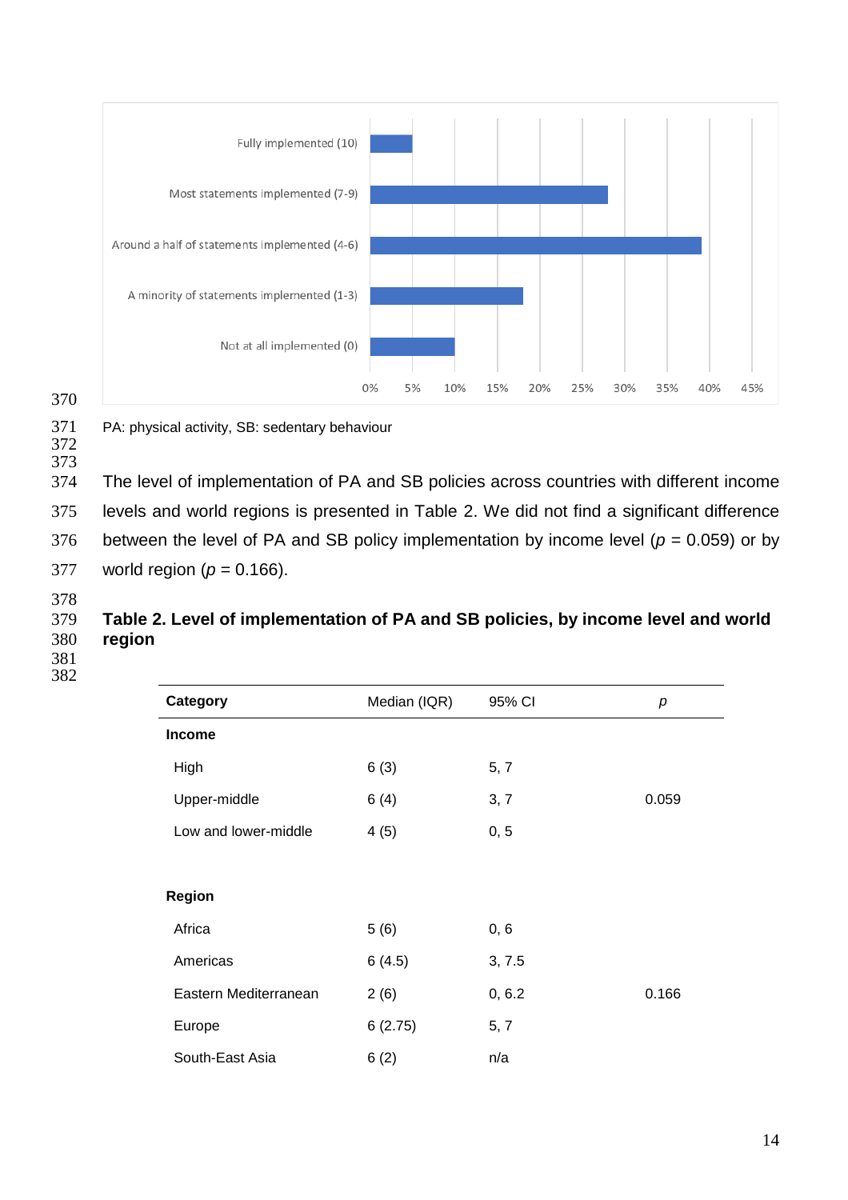Fully implemented (10)

Most statements implemented (7-9)

Around a half of statements implemented (4-6)

A minority of statements implemented (1-3)

Not at all implemented (0)

0% 5% 10% 15% 20% 25% 30% 35% 40% 45%

PA: physical activity, SB: sedentary behaviour

The level of implementation of PA and SB policies across countries with different income levels and world regions is presented in Table 2. We did not find a significant difference between the level of PA and SB policy implementation by income level ($p$ = 0.059) or by world region ($p$ = 0.166).

**Table 2. Level of implementation of PA and SB policies, by income level and world region**

| **Category** | Median (IQR) | 95% CI | $p$ |
|---|---|---|---|
| **Income** | | | |
| High | 6 (3) | 5, 7 | |
| Upper-middle | 6 (4) | 3, 7 | 0.059 |
| Low and lower-middle | 4 (5) | 0, 5 | |
| | | | |
| **Region** | | | |
| Africa | 5 (6) | 0, 6 | |
| Americas | 6 (4.5) | 3, 7.5 | |
| Eastern Mediterranean | 2 (6) | 0, 6.2 | 0.166 |
| Europe | 6 (2.75) | 5, 7 | |
| South-East Asia | 6 (2) | n/a | |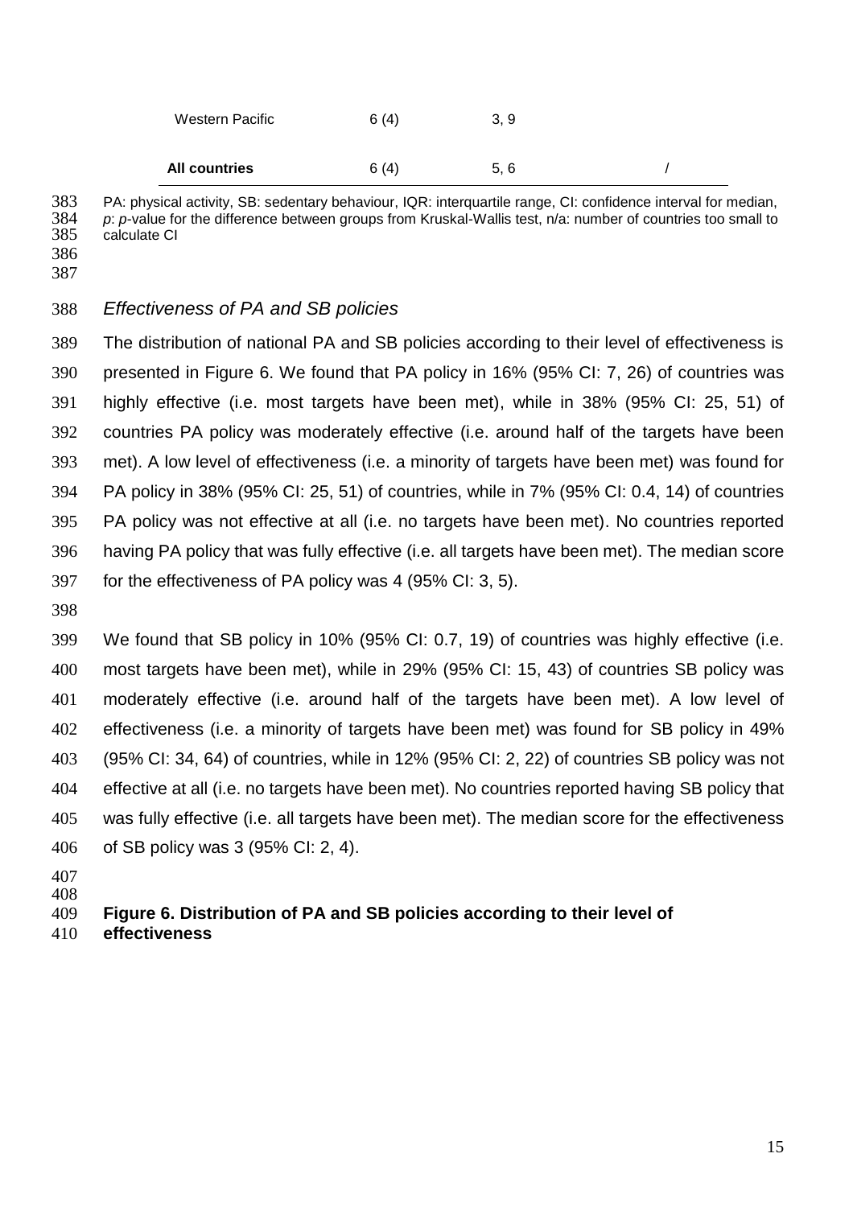| | | | |
|---|---|---|---|
| Western Pacific | 6 (4) | 3, 9 | |
| **All countries** | 6 (4) | 5, 6 | / |

PA: physical activity, SB: sedentary behaviour, IQR: interquartile range, CI: confidence interval for median, *p*: *p*-value for the difference between groups from Kruskal-Wallis test, n/a: number of countries too small to calculate CI

### *Effectiveness of PA and SB policies*

The distribution of national PA and SB policies according to their level of effectiveness is presented in Figure 6. We found that PA policy in 16% (95% CI: 7, 26) of countries was highly effective (i.e. most targets have been met), while in 38% (95% CI: 25, 51) of countries PA policy was moderately effective (i.e. around half of the targets have been met). A low level of effectiveness (i.e. a minority of targets have been met) was found for PA policy in 38% (95% CI: 25, 51) of countries, while in 7% (95% CI: 0.4, 14) of countries PA policy was not effective at all (i.e. no targets have been met). No countries reported having PA policy that was fully effective (i.e. all targets have been met). The median score for the effectiveness of PA policy was 4 (95% CI: 3, 5).

We found that SB policy in 10% (95% CI: 0.7, 19) of countries was highly effective (i.e. most targets have been met), while in 29% (95% CI: 15, 43) of countries SB policy was moderately effective (i.e. around half of the targets have been met). A low level of effectiveness (i.e. a minority of targets have been met) was found for SB policy in 49% (95% CI: 34, 64) of countries, while in 12% (95% CI: 2, 22) of countries SB policy was not effective at all (i.e. no targets have been met). No countries reported having SB policy that was fully effective (i.e. all targets have been met). The median score for the effectiveness of SB policy was 3 (95% CI: 2, 4).

**Figure 6. Distribution of PA and SB policies according to their level of effectiveness**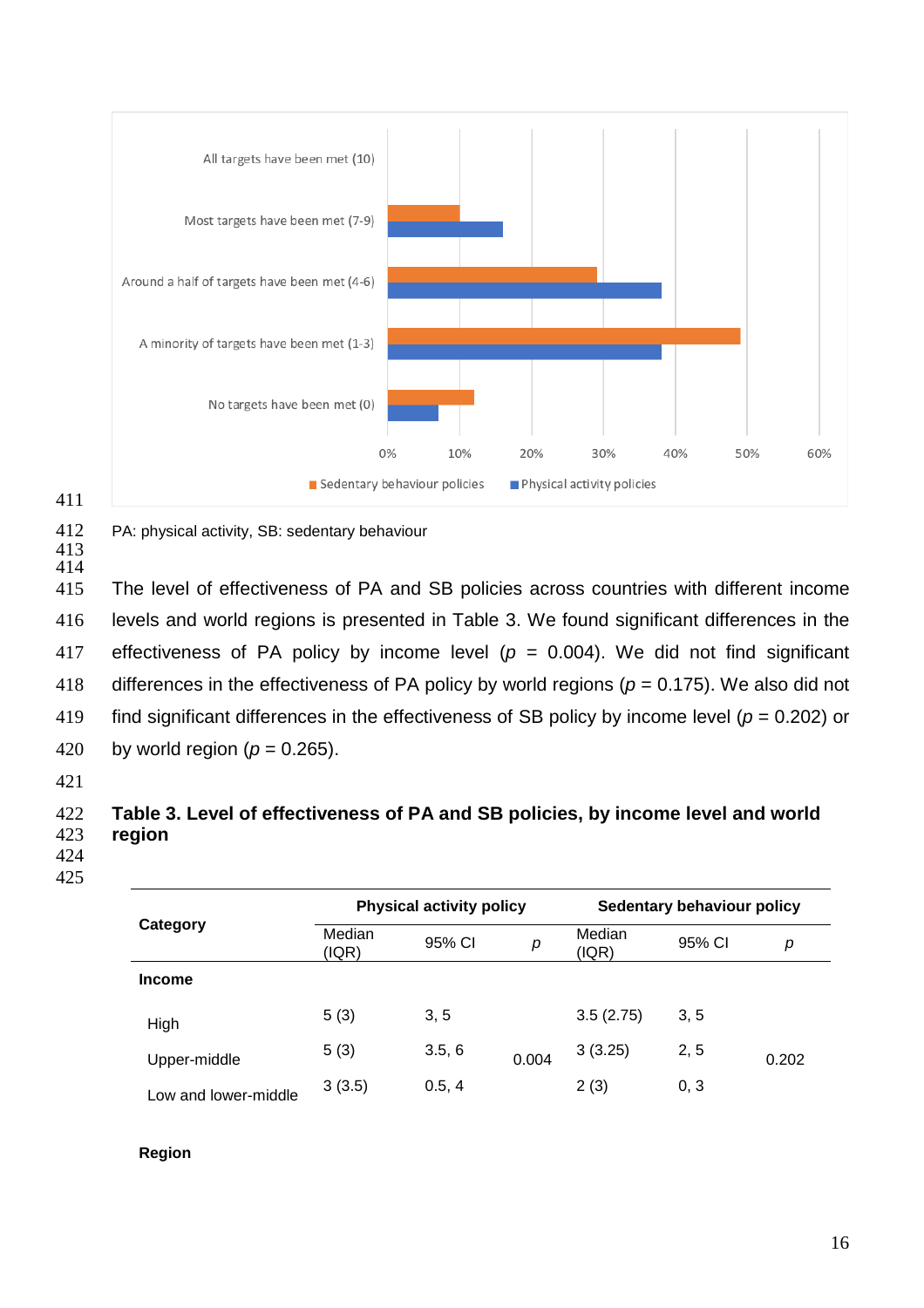PA: physical activity, SB: sedentary behaviour

The level of effectiveness of PA and SB policies across countries with different income levels and world regions is presented in Table 3. We found significant differences in the effectiveness of PA policy by income level ($p$ = 0.004). We did not find significant differences in the effectiveness of PA policy by world regions ($p$ = 0.175). We also did not find significant differences in the effectiveness of SB policy by income level ($p$ = 0.202) or by world region ($p$ = 0.265).

**Table 3. Level of effectiveness of PA and SB policies, by income level and world region**

| Category | Physical activity policy | | | Sedentary behaviour policy | | |
|---|---|---|---|---|---|---|
| | Median (IQR) | 95% CI | $p$ | Median (IQR) | 95% CI | $p$ |
| **Income** | | | | | | |
| High | 5 (3) | 3, 5 | | 3.5 (2.75) | 3, 5 | |
| Upper-middle | 5 (3) | 3.5, 6 | 0.004 | 3 (3.25) | 2, 5 | 0.202 |
| Low and lower-middle | 3 (3.5) | 0.5, 4 | | 2 (3) | 0, 3 | |
| **Region** | | | | | | |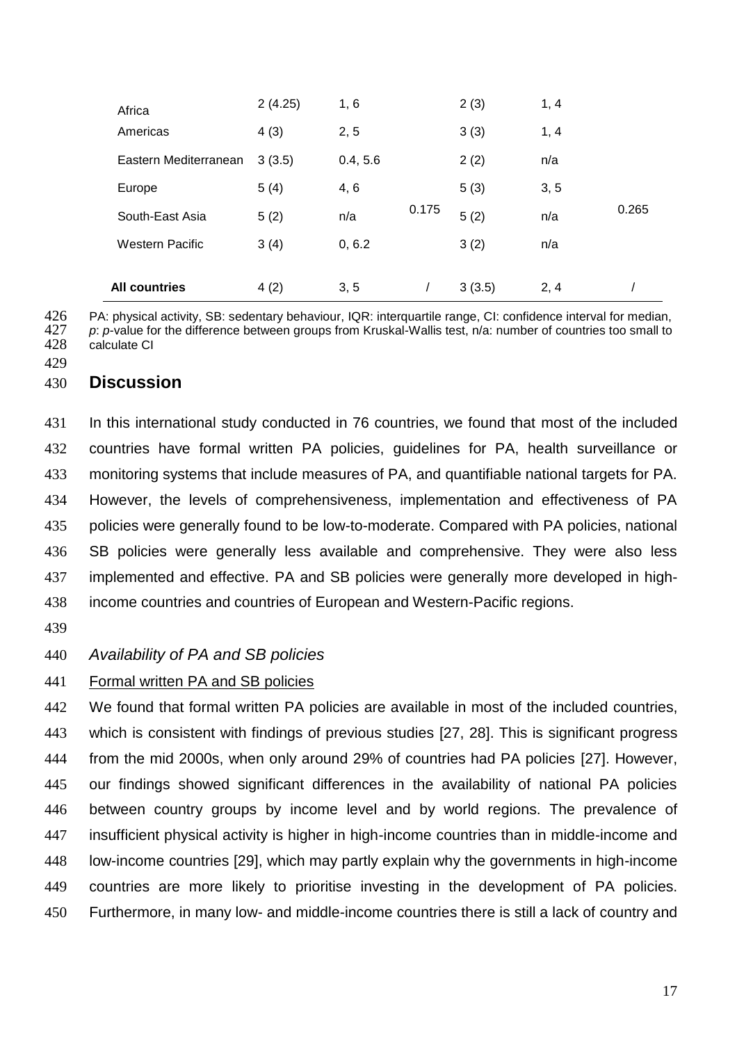| | | | | | | |
|---|---|---|---|---|---|---|
| Africa | 2 (4.25) | 1, 6 | | 2 (3) | 1, 4 | |
| Americas | 4 (3) | 2, 5 | | 3 (3) | 1, 4 | |
| Eastern Mediterranean | 3 (3.5) | 0.4, 5.6 | | 2 (2) | n/a | |
| Europe | 5 (4) | 4, 6 | | 5 (3) | 3, 5 | |
| South-East Asia | 5 (2) | n/a | 0.175 | 5 (2) | n/a | 0.265 |
| Western Pacific | 3 (4) | 0, 6.2 | | 3 (2) | n/a | |
| **All countries** | 4 (2) | 3, 5 | / | 3 (3.5) | 2, 4 | / |

PA: physical activity, SB: sedentary behaviour, IQR: interquartile range, CI: confidence interval for median, *p*: *p*-value for the difference between groups from Kruskal-Wallis test, n/a: number of countries too small to calculate CI

## Discussion

In this international study conducted in 76 countries, we found that most of the included countries have formal written PA policies, guidelines for PA, health surveillance or monitoring systems that include measures of PA, and quantifiable national targets for PA. However, the levels of comprehensiveness, implementation and effectiveness of PA policies were generally found to be low-to-moderate. Compared with PA policies, national SB policies were generally less available and comprehensive. They were also less implemented and effective. PA and SB policies were generally more developed in high-income countries and countries of European and Western-Pacific regions.

### *Availability of PA and SB policies*

Formal written PA and SB policies

We found that formal written PA policies are available in most of the included countries, which is consistent with findings of previous studies [27, 28]. This is significant progress from the mid 2000s, when only around 29% of countries had PA policies [27]. However, our findings showed significant differences in the availability of national PA policies between country groups by income level and by world regions. The prevalence of insufficient physical activity is higher in high-income countries than in middle-income and low-income countries [29], which may partly explain why the governments in high-income countries are more likely to prioritise investing in the development of PA policies. Furthermore, in many low- and middle-income countries there is still a lack of country and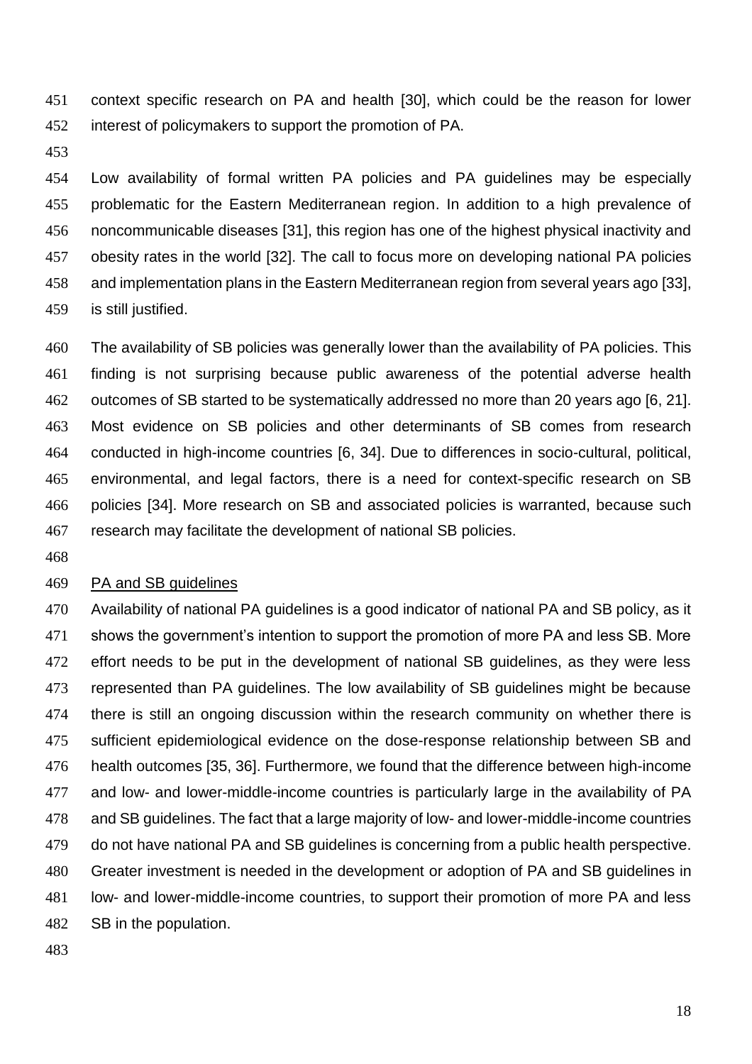context specific research on PA and health [30], which could be the reason for lower interest of policymakers to support the promotion of PA.

Low availability of formal written PA policies and PA guidelines may be especially problematic for the Eastern Mediterranean region. In addition to a high prevalence of noncommunicable diseases [31], this region has one of the highest physical inactivity and obesity rates in the world [32]. The call to focus more on developing national PA policies and implementation plans in the Eastern Mediterranean region from several years ago [33], is still justified.

The availability of SB policies was generally lower than the availability of PA policies. This finding is not surprising because public awareness of the potential adverse health outcomes of SB started to be systematically addressed no more than 20 years ago [6, 21]. Most evidence on SB policies and other determinants of SB comes from research conducted in high-income countries [6, 34]. Due to differences in socio-cultural, political, environmental, and legal factors, there is a need for context-specific research on SB policies [34]. More research on SB and associated policies is warranted, because such research may facilitate the development of national SB policies.

PA and SB guidelines

Availability of national PA guidelines is a good indicator of national PA and SB policy, as it shows the government's intention to support the promotion of more PA and less SB. More effort needs to be put in the development of national SB guidelines, as they were less represented than PA guidelines. The low availability of SB guidelines might be because there is still an ongoing discussion within the research community on whether there is sufficient epidemiological evidence on the dose-response relationship between SB and health outcomes [35, 36]. Furthermore, we found that the difference between high-income and low- and lower-middle-income countries is particularly large in the availability of PA and SB guidelines. The fact that a large majority of low- and lower-middle-income countries do not have national PA and SB guidelines is concerning from a public health perspective. Greater investment is needed in the development or adoption of PA and SB guidelines in low- and lower-middle-income countries, to support their promotion of more PA and less SB in the population.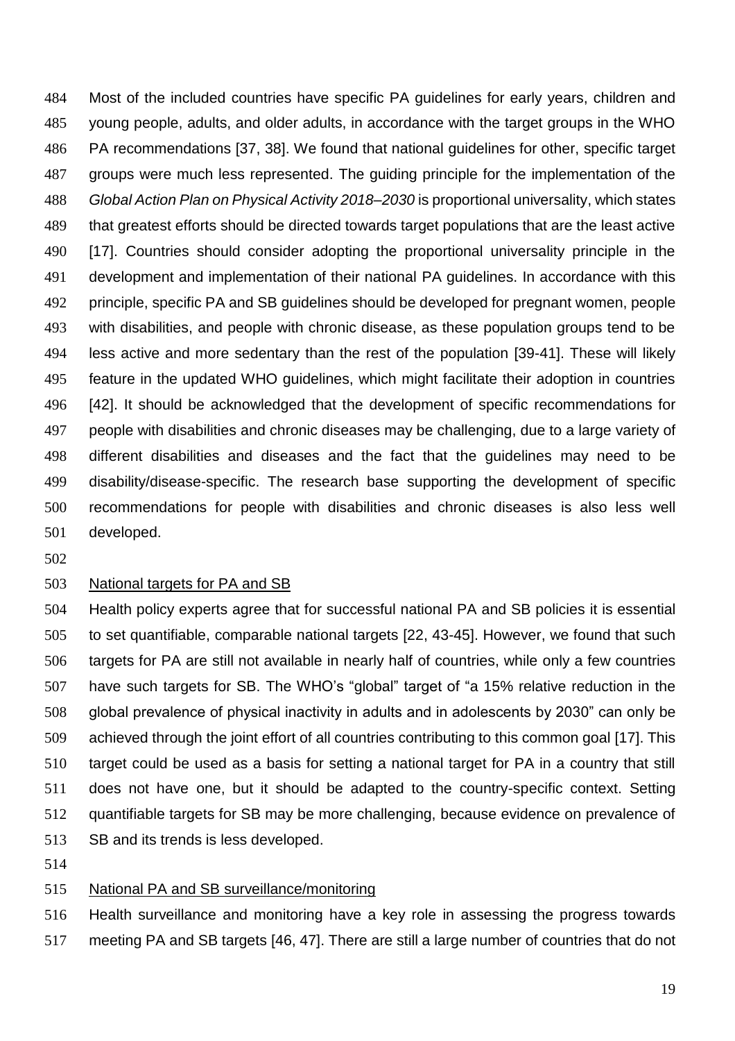Most of the included countries have specific PA guidelines for early years, children and young people, adults, and older adults, in accordance with the target groups in the WHO PA recommendations [37, 38]. We found that national guidelines for other, specific target groups were much less represented. The guiding principle for the implementation of the *Global Action Plan on Physical Activity 2018–2030* is proportional universality, which states that greatest efforts should be directed towards target populations that are the least active [17]. Countries should consider adopting the proportional universality principle in the development and implementation of their national PA guidelines. In accordance with this principle, specific PA and SB guidelines should be developed for pregnant women, people with disabilities, and people with chronic disease, as these population groups tend to be less active and more sedentary than the rest of the population [39-41]. These will likely feature in the updated WHO guidelines, which might facilitate their adoption in countries [42]. It should be acknowledged that the development of specific recommendations for people with disabilities and chronic diseases may be challenging, due to a large variety of different disabilities and diseases and the fact that the guidelines may need to be disability/disease-specific. The research base supporting the development of specific recommendations for people with disabilities and chronic diseases is also less well developed.

<u>National targets for PA and SB</u>

Health policy experts agree that for successful national PA and SB policies it is essential to set quantifiable, comparable national targets [22, 43-45]. However, we found that such targets for PA are still not available in nearly half of countries, while only a few countries have such targets for SB. The WHO's "global" target of "a 15% relative reduction in the global prevalence of physical inactivity in adults and in adolescents by 2030" can only be achieved through the joint effort of all countries contributing to this common goal [17]. This target could be used as a basis for setting a national target for PA in a country that still does not have one, but it should be adapted to the country-specific context. Setting quantifiable targets for SB may be more challenging, because evidence on prevalence of SB and its trends is less developed.

<u>National PA and SB surveillance/monitoring</u>

Health surveillance and monitoring have a key role in assessing the progress towards meeting PA and SB targets [46, 47]. There are still a large number of countries that do not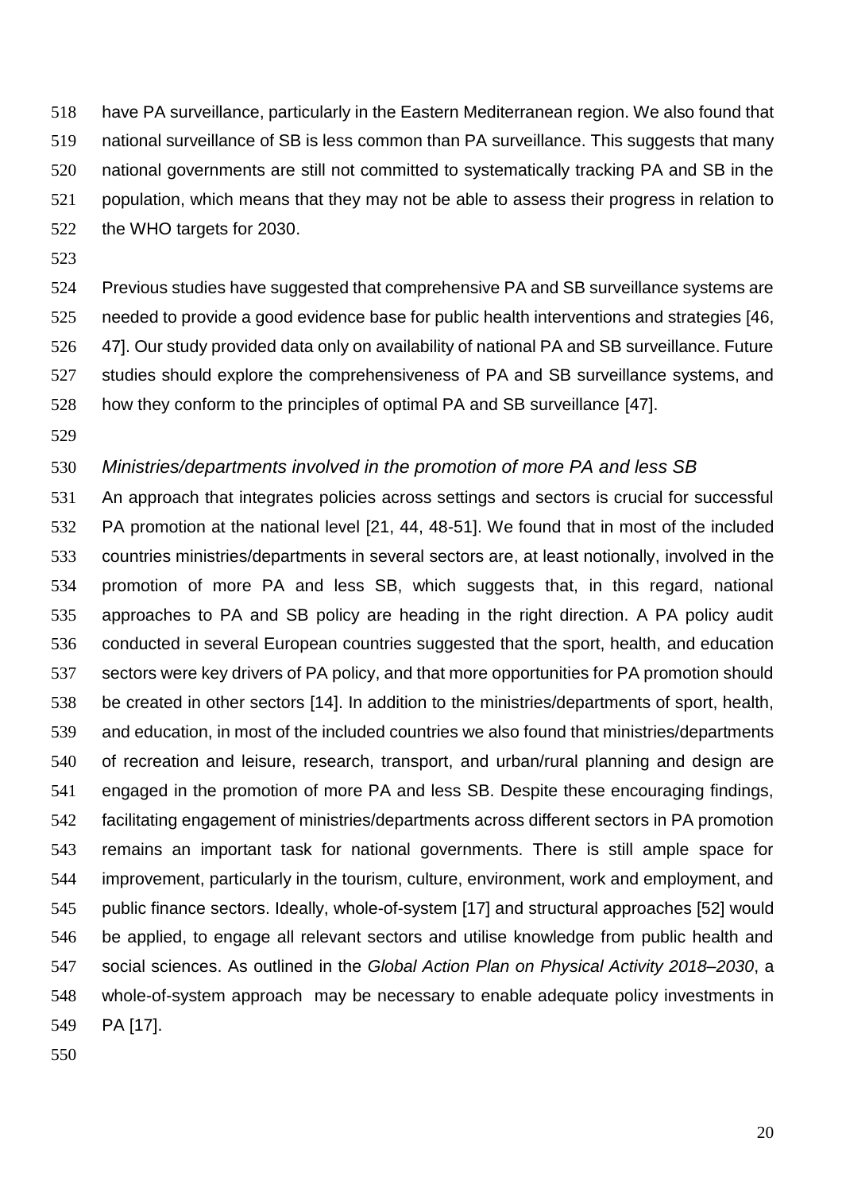have PA surveillance, particularly in the Eastern Mediterranean region. We also found that national surveillance of SB is less common than PA surveillance. This suggests that many national governments are still not committed to systematically tracking PA and SB in the population, which means that they may not be able to assess their progress in relation to the WHO targets for 2030.

Previous studies have suggested that comprehensive PA and SB surveillance systems are needed to provide a good evidence base for public health interventions and strategies [46, 47]. Our study provided data only on availability of national PA and SB surveillance. Future studies should explore the comprehensiveness of PA and SB surveillance systems, and how they conform to the principles of optimal PA and SB surveillance [47].

### *Ministries/departments involved in the promotion of more PA and less SB*

An approach that integrates policies across settings and sectors is crucial for successful PA promotion at the national level [21, 44, 48-51]. We found that in most of the included countries ministries/departments in several sectors are, at least notionally, involved in the promotion of more PA and less SB, which suggests that, in this regard, national approaches to PA and SB policy are heading in the right direction. A PA policy audit conducted in several European countries suggested that the sport, health, and education sectors were key drivers of PA policy, and that more opportunities for PA promotion should be created in other sectors [14]. In addition to the ministries/departments of sport, health, and education, in most of the included countries we also found that ministries/departments of recreation and leisure, research, transport, and urban/rural planning and design are engaged in the promotion of more PA and less SB. Despite these encouraging findings, facilitating engagement of ministries/departments across different sectors in PA promotion remains an important task for national governments. There is still ample space for improvement, particularly in the tourism, culture, environment, work and employment, and public finance sectors. Ideally, whole-of-system [17] and structural approaches [52] would be applied, to engage all relevant sectors and utilise knowledge from public health and social sciences. As outlined in the *Global Action Plan on Physical Activity 2018–2030*, a whole-of-system approach may be necessary to enable adequate policy investments in PA [17].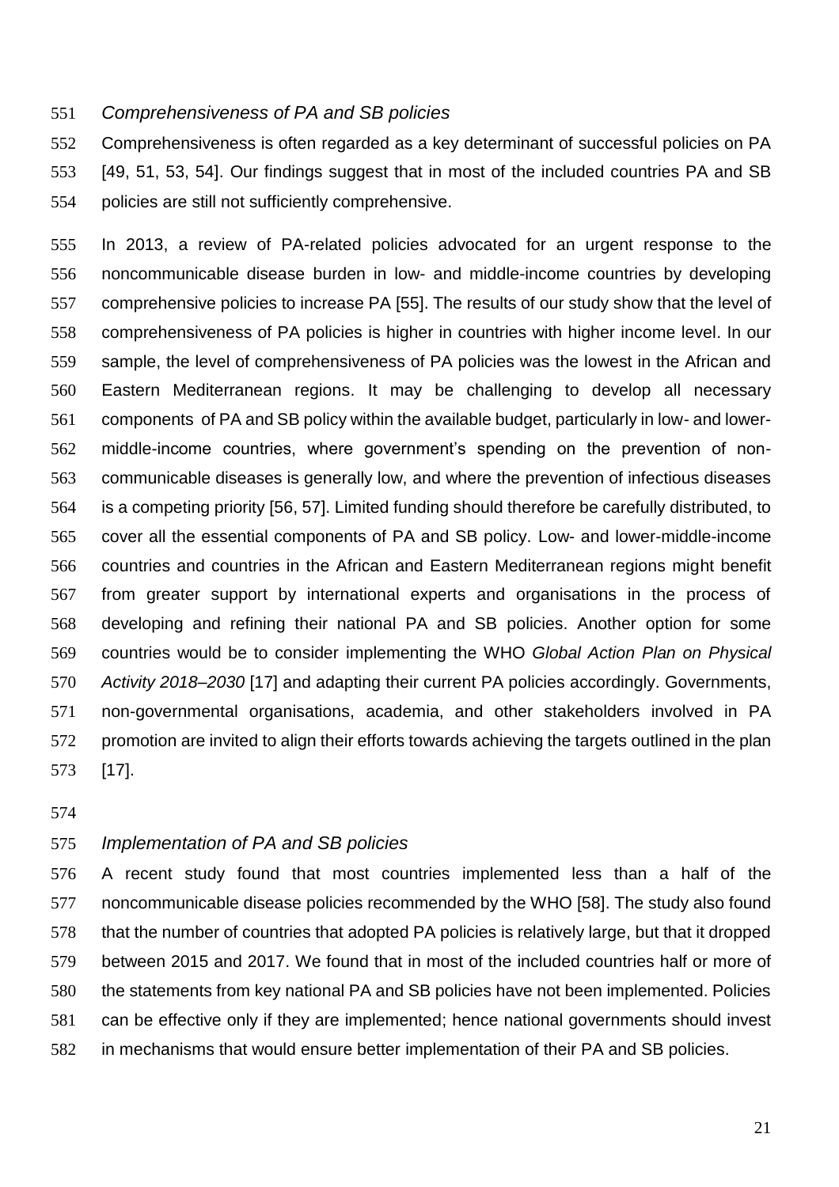*Comprehensiveness of PA and SB policies*

Comprehensiveness is often regarded as a key determinant of successful policies on PA [49, 51, 53, 54]. Our findings suggest that in most of the included countries PA and SB policies are still not sufficiently comprehensive.

In 2013, a review of PA-related policies advocated for an urgent response to the noncommunicable disease burden in low- and middle-income countries by developing comprehensive policies to increase PA [55]. The results of our study show that the level of comprehensiveness of PA policies is higher in countries with higher income level. In our sample, the level of comprehensiveness of PA policies was the lowest in the African and Eastern Mediterranean regions. It may be challenging to develop all necessary components of PA and SB policy within the available budget, particularly in low- and lower-middle-income countries, where government's spending on the prevention of non-communicable diseases is generally low, and where the prevention of infectious diseases is a competing priority [56, 57]. Limited funding should therefore be carefully distributed, to cover all the essential components of PA and SB policy. Low- and lower-middle-income countries and countries in the African and Eastern Mediterranean regions might benefit from greater support by international experts and organisations in the process of developing and refining their national PA and SB policies. Another option for some countries would be to consider implementing the WHO *Global Action Plan on Physical Activity 2018–2030* [17] and adapting their current PA policies accordingly. Governments, non-governmental organisations, academia, and other stakeholders involved in PA promotion are invited to align their efforts towards achieving the targets outlined in the plan [17].

*Implementation of PA and SB policies*

A recent study found that most countries implemented less than a half of the noncommunicable disease policies recommended by the WHO [58]. The study also found that the number of countries that adopted PA policies is relatively large, but that it dropped between 2015 and 2017. We found that in most of the included countries half or more of the statements from key national PA and SB policies have not been implemented. Policies can be effective only if they are implemented; hence national governments should invest in mechanisms that would ensure better implementation of their PA and SB policies.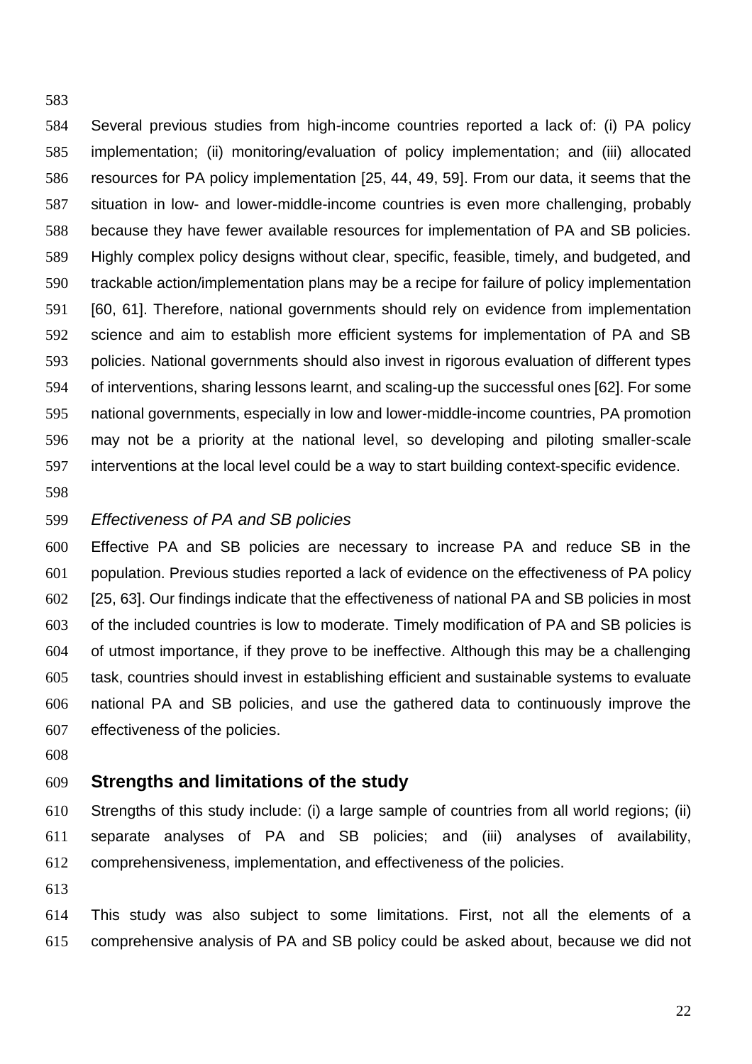Several previous studies from high-income countries reported a lack of: (i) PA policy implementation; (ii) monitoring/evaluation of policy implementation; and (iii) allocated resources for PA policy implementation [25, 44, 49, 59]. From our data, it seems that the situation in low- and lower-middle-income countries is even more challenging, probably because they have fewer available resources for implementation of PA and SB policies. Highly complex policy designs without clear, specific, feasible, timely, and budgeted, and trackable action/implementation plans may be a recipe for failure of policy implementation [60, 61]. Therefore, national governments should rely on evidence from implementation science and aim to establish more efficient systems for implementation of PA and SB policies. National governments should also invest in rigorous evaluation of different types of interventions, sharing lessons learnt, and scaling-up the successful ones [62]. For some national governments, especially in low and lower-middle-income countries, PA promotion may not be a priority at the national level, so developing and piloting smaller-scale interventions at the local level could be a way to start building context-specific evidence.

### *Effectiveness of PA and SB policies*

Effective PA and SB policies are necessary to increase PA and reduce SB in the population. Previous studies reported a lack of evidence on the effectiveness of PA policy [25, 63]. Our findings indicate that the effectiveness of national PA and SB policies in most of the included countries is low to moderate. Timely modification of PA and SB policies is of utmost importance, if they prove to be ineffective. Although this may be a challenging task, countries should invest in establishing efficient and sustainable systems to evaluate national PA and SB policies, and use the gathered data to continuously improve the effectiveness of the policies.

## Strengths and limitations of the study

Strengths of this study include: (i) a large sample of countries from all world regions; (ii) separate analyses of PA and SB policies; and (iii) analyses of availability, comprehensiveness, implementation, and effectiveness of the policies.

This study was also subject to some limitations. First, not all the elements of a comprehensive analysis of PA and SB policy could be asked about, because we did not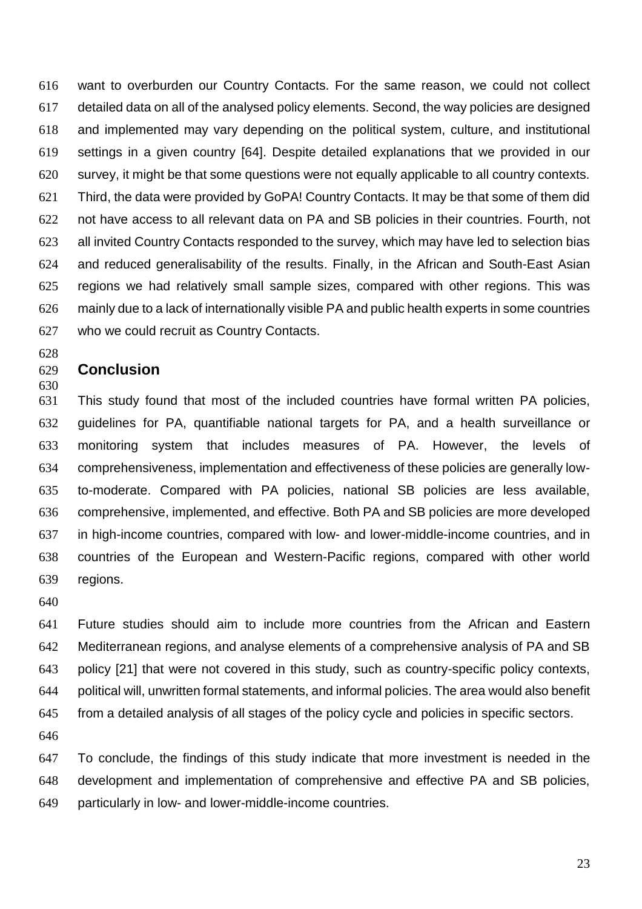want to overburden our Country Contacts. For the same reason, we could not collect detailed data on all of the analysed policy elements. Second, the way policies are designed and implemented may vary depending on the political system, culture, and institutional settings in a given country [64]. Despite detailed explanations that we provided in our survey, it might be that some questions were not equally applicable to all country contexts. Third, the data were provided by GoPA! Country Contacts. It may be that some of them did not have access to all relevant data on PA and SB policies in their countries. Fourth, not all invited Country Contacts responded to the survey, which may have led to selection bias and reduced generalisability of the results. Finally, in the African and South-East Asian regions we had relatively small sample sizes, compared with other regions. This was mainly due to a lack of internationally visible PA and public health experts in some countries who we could recruit as Country Contacts.

## Conclusion

This study found that most of the included countries have formal written PA policies, guidelines for PA, quantifiable national targets for PA, and a health surveillance or monitoring system that includes measures of PA. However, the levels of comprehensiveness, implementation and effectiveness of these policies are generally low-to-moderate. Compared with PA policies, national SB policies are less available, comprehensive, implemented, and effective. Both PA and SB policies are more developed in high-income countries, compared with low- and lower-middle-income countries, and in countries of the European and Western-Pacific regions, compared with other world regions.

Future studies should aim to include more countries from the African and Eastern Mediterranean regions, and analyse elements of a comprehensive analysis of PA and SB policy [21] that were not covered in this study, such as country-specific policy contexts, political will, unwritten formal statements, and informal policies. The area would also benefit from a detailed analysis of all stages of the policy cycle and policies in specific sectors.

To conclude, the findings of this study indicate that more investment is needed in the development and implementation of comprehensive and effective PA and SB policies, particularly in low- and lower-middle-income countries.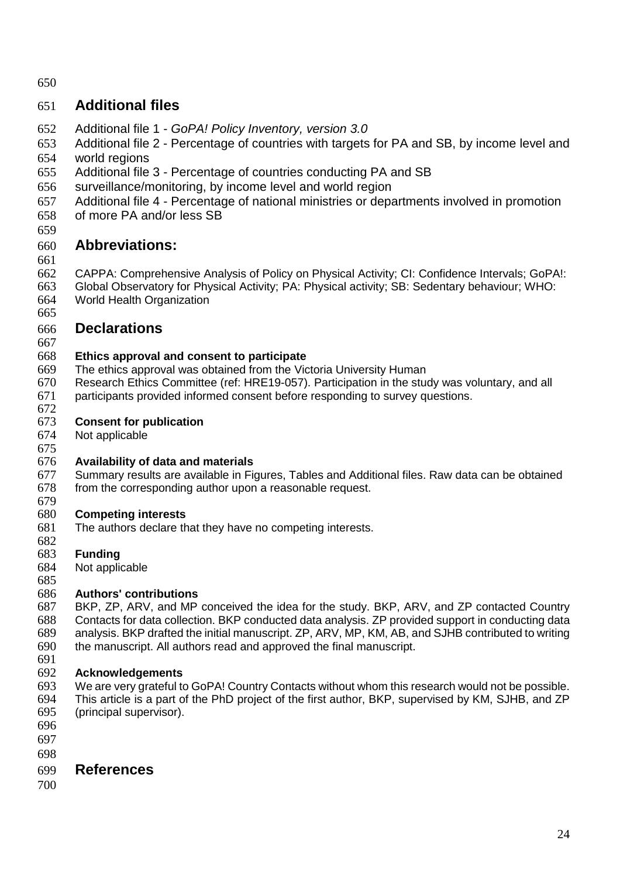## Additional files

Additional file 1 - *GoPA! Policy Inventory, version 3.0*
Additional file 2 - Percentage of countries with targets for PA and SB, by income level and world regions
Additional file 3 - Percentage of countries conducting PA and SB surveillance/monitoring, by income level and world region
Additional file 4 - Percentage of national ministries or departments involved in promotion of more PA and/or less SB

## Abbreviations:

CAPPA: Comprehensive Analysis of Policy on Physical Activity; CI: Confidence Intervals; GoPA!: Global Observatory for Physical Activity; PA: Physical activity; SB: Sedentary behaviour; WHO: World Health Organization

## Declarations

### Ethics approval and consent to participate

The ethics approval was obtained from the Victoria University Human Research Ethics Committee (ref: HRE19-057). Participation in the study was voluntary, and all participants provided informed consent before responding to survey questions.

### Consent for publication

Not applicable

### Availability of data and materials

Summary results are available in Figures, Tables and Additional files. Raw data can be obtained from the corresponding author upon a reasonable request.

### Competing interests

The authors declare that they have no competing interests.

### Funding

Not applicable

### Authors' contributions

BKP, ZP, ARV, and MP conceived the idea for the study. BKP, ARV, and ZP contacted Country Contacts for data collection. BKP conducted data analysis. ZP provided support in conducting data analysis. BKP drafted the initial manuscript. ZP, ARV, MP, KM, AB, and SJHB contributed to writing the manuscript. All authors read and approved the final manuscript.

### Acknowledgements

We are very grateful to GoPA! Country Contacts without whom this research would not be possible. This article is a part of the PhD project of the first author, BKP, supervised by KM, SJHB, and ZP (principal supervisor).

## References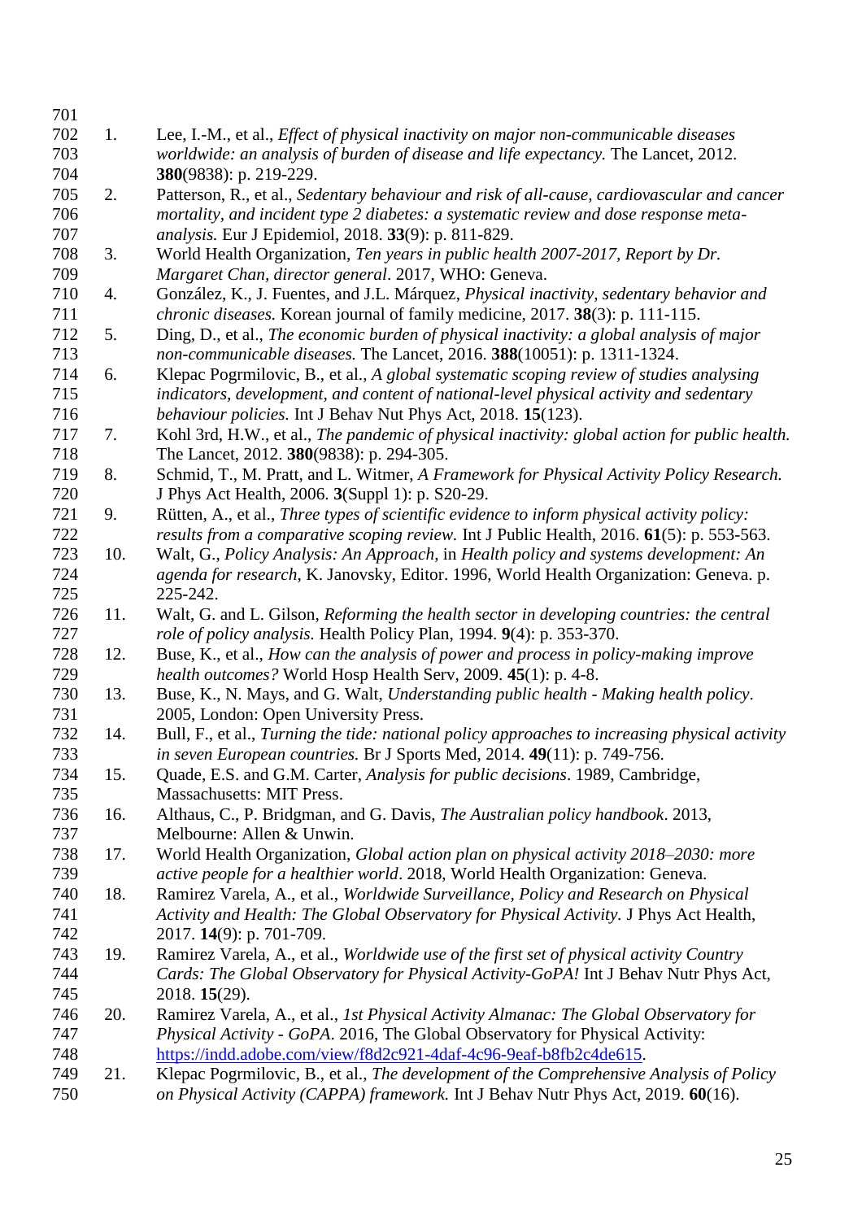1. Lee, I.-M., et al., *Effect of physical inactivity on major non-communicable diseases worldwide: an analysis of burden of disease and life expectancy.* The Lancet, 2012. **380**(9838): p. 219-229.
2. Patterson, R., et al., *Sedentary behaviour and risk of all-cause, cardiovascular and cancer mortality, and incident type 2 diabetes: a systematic review and dose response meta-analysis.* Eur J Epidemiol, 2018. **33**(9): p. 811-829.
3. World Health Organization, *Ten years in public health 2007-2017, Report by Dr. Margaret Chan, director general*. 2017, WHO: Geneva.
4. González, K., J. Fuentes, and J.L. Márquez, *Physical inactivity, sedentary behavior and chronic diseases.* Korean journal of family medicine, 2017. **38**(3): p. 111-115.
5. Ding, D., et al., *The economic burden of physical inactivity: a global analysis of major non-communicable diseases.* The Lancet, 2016. **388**(10051): p. 1311-1324.
6. Klepac Pogrmilovic, B., et al., *A global systematic scoping review of studies analysing indicators, development, and content of national-level physical activity and sedentary behaviour policies.* Int J Behav Nut Phys Act, 2018. **15**(123).
7. Kohl 3rd, H.W., et al., *The pandemic of physical inactivity: global action for public health.* The Lancet, 2012. **380**(9838): p. 294-305.
8. Schmid, T., M. Pratt, and L. Witmer, *A Framework for Physical Activity Policy Research.* J Phys Act Health, 2006. **3**(Suppl 1): p. S20-29.
9. Rütten, A., et al., *Three types of scientific evidence to inform physical activity policy: results from a comparative scoping review.* Int J Public Health, 2016. **61**(5): p. 553-563.
10. Walt, G., *Policy Analysis: An Approach*, in *Health policy and systems development: An agenda for research*, K. Janovsky, Editor. 1996, World Health Organization: Geneva. p. 225-242.
11. Walt, G. and L. Gilson, *Reforming the health sector in developing countries: the central role of policy analysis.* Health Policy Plan, 1994. **9**(4): p. 353-370.
12. Buse, K., et al., *How can the analysis of power and process in policy-making improve health outcomes?* World Hosp Health Serv, 2009. **45**(1): p. 4-8.
13. Buse, K., N. Mays, and G. Walt, *Understanding public health - Making health policy*. 2005, London: Open University Press.
14. Bull, F., et al., *Turning the tide: national policy approaches to increasing physical activity in seven European countries.* Br J Sports Med, 2014. **49**(11): p. 749-756.
15. Quade, E.S. and G.M. Carter, *Analysis for public decisions*. 1989, Cambridge, Massachusetts: MIT Press.
16. Althaus, C., P. Bridgman, and G. Davis, *The Australian policy handbook*. 2013, Melbourne: Allen & Unwin.
17. World Health Organization, *Global action plan on physical activity 2018–2030: more active people for a healthier world*. 2018, World Health Organization: Geneva.
18. Ramirez Varela, A., et al., *Worldwide Surveillance, Policy and Research on Physical Activity and Health: The Global Observatory for Physical Activity.* J Phys Act Health, 2017. **14**(9): p. 701-709.
19. Ramirez Varela, A., et al., *Worldwide use of the first set of physical activity Country Cards: The Global Observatory for Physical Activity-GoPA!* Int J Behav Nutr Phys Act, 2018. **15**(29).
20. Ramirez Varela, A., et al., *1st Physical Activity Almanac: The Global Observatory for Physical Activity - GoPA*. 2016, The Global Observatory for Physical Activity: https://indd.adobe.com/view/f8d2c921-4daf-4c96-9eaf-b8fb2c4de615.
21. Klepac Pogrmilovic, B., et al., *The development of the Comprehensive Analysis of Policy on Physical Activity (CAPPA) framework.* Int J Behav Nutr Phys Act, 2019. **60**(16).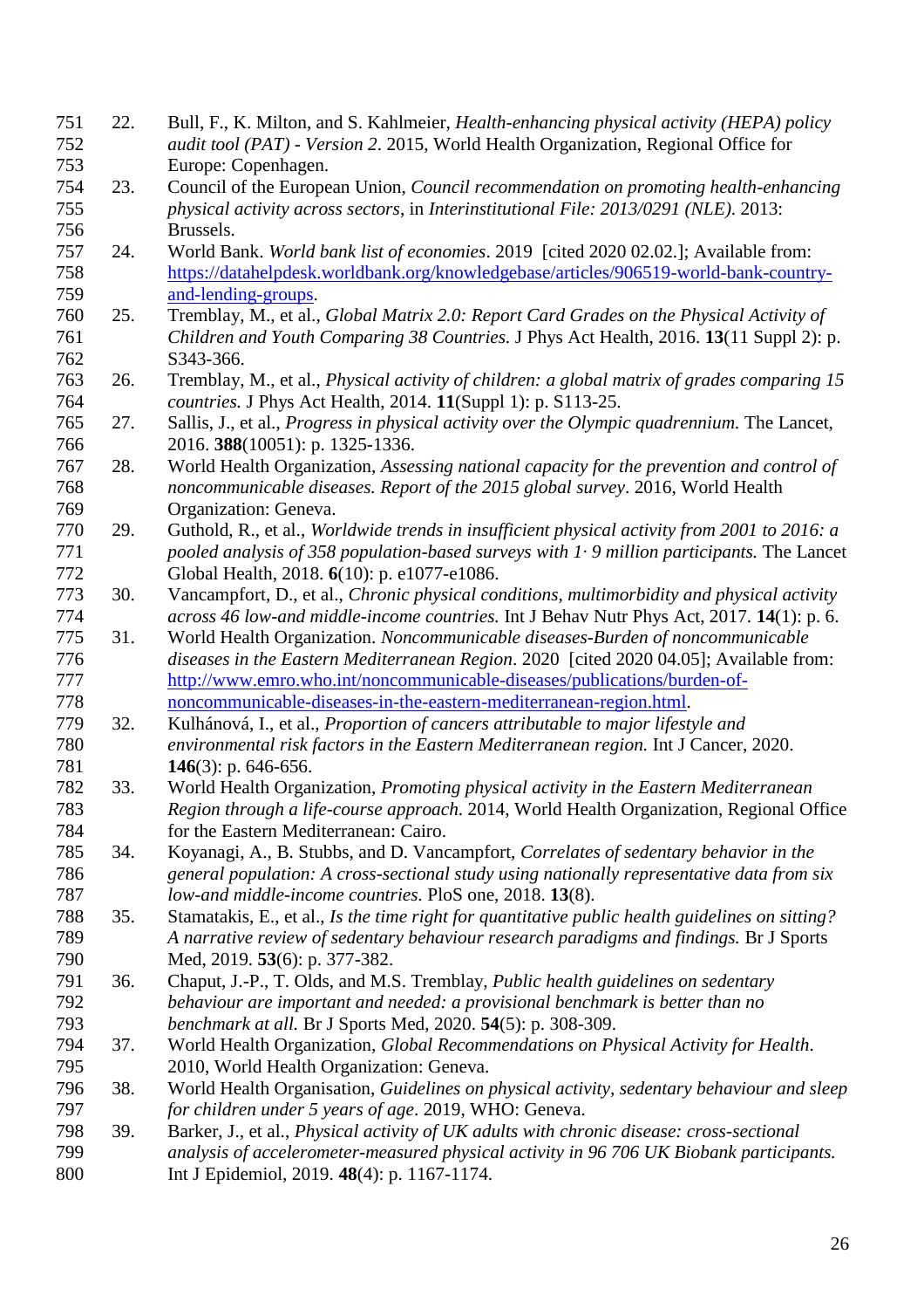22. Bull, F., K. Milton, and S. Kahlmeier, *Health-enhancing physical activity (HEPA) policy audit tool (PAT) - Version 2*. 2015, World Health Organization, Regional Office for Europe: Copenhagen.
23. Council of the European Union, *Council recommendation on promoting health-enhancing physical activity across sectors*, in *Interinstitutional File: 2013/0291 (NLE)*. 2013: Brussels.
24. World Bank. *World bank list of economies*. 2019 [cited 2020 02.02.]; Available from: https://datahelpdesk.worldbank.org/knowledgebase/articles/906519-world-bank-country-and-lending-groups.
25. Tremblay, M., et al., *Global Matrix 2.0: Report Card Grades on the Physical Activity of Children and Youth Comparing 38 Countries.* J Phys Act Health, 2016. **13**(11 Suppl 2): p. S343-366.
26. Tremblay, M., et al., *Physical activity of children: a global matrix of grades comparing 15 countries.* J Phys Act Health, 2014. **11**(Suppl 1): p. S113-25.
27. Sallis, J., et al., *Progress in physical activity over the Olympic quadrennium.* The Lancet, 2016. **388**(10051): p. 1325-1336.
28. World Health Organization, *Assessing national capacity for the prevention and control of noncommunicable diseases. Report of the 2015 global survey*. 2016, World Health Organization: Geneva.
29. Guthold, R., et al., *Worldwide trends in insufficient physical activity from 2001 to 2016: a pooled analysis of 358 population-based surveys with 1· 9 million participants.* The Lancet Global Health, 2018. **6**(10): p. e1077-e1086.
30. Vancampfort, D., et al., *Chronic physical conditions, multimorbidity and physical activity across 46 low-and middle-income countries.* Int J Behav Nutr Phys Act, 2017. **14**(1): p. 6.
31. World Health Organization. *Noncommunicable diseases-Burden of noncommunicable diseases in the Eastern Mediterranean Region*. 2020 [cited 2020 04.05]; Available from: http://www.emro.who.int/noncommunicable-diseases/publications/burden-of-noncommunicable-diseases-in-the-eastern-mediterranean-region.html.
32. Kulhánová, I., et al., *Proportion of cancers attributable to major lifestyle and environmental risk factors in the Eastern Mediterranean region.* Int J Cancer, 2020. **146**(3): p. 646-656.
33. World Health Organization, *Promoting physical activity in the Eastern Mediterranean Region through a life-course approach*. 2014, World Health Organization, Regional Office for the Eastern Mediterranean: Cairo.
34. Koyanagi, A., B. Stubbs, and D. Vancampfort, *Correlates of sedentary behavior in the general population: A cross-sectional study using nationally representative data from six low-and middle-income countries.* PloS one, 2018. **13**(8).
35. Stamatakis, E., et al., *Is the time right for quantitative public health guidelines on sitting? A narrative review of sedentary behaviour research paradigms and findings.* Br J Sports Med, 2019. **53**(6): p. 377-382.
36. Chaput, J.-P., T. Olds, and M.S. Tremblay, *Public health guidelines on sedentary behaviour are important and needed: a provisional benchmark is better than no benchmark at all.* Br J Sports Med, 2020. **54**(5): p. 308-309.
37. World Health Organization, *Global Recommendations on Physical Activity for Health*. 2010, World Health Organization: Geneva.
38. World Health Organisation, *Guidelines on physical activity, sedentary behaviour and sleep for children under 5 years of age*. 2019, WHO: Geneva.
39. Barker, J., et al., *Physical activity of UK adults with chronic disease: cross-sectional analysis of accelerometer-measured physical activity in 96 706 UK Biobank participants.* Int J Epidemiol, 2019. **48**(4): p. 1167-1174.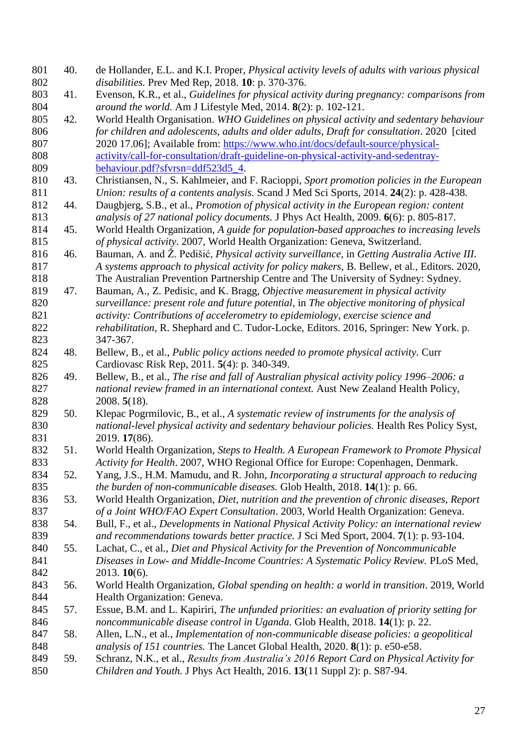40. de Hollander, E.L. and K.I. Proper, *Physical activity levels of adults with various physical disabilities.* Prev Med Rep, 2018. **10**: p. 370-376.
41. Evenson, K.R., et al., *Guidelines for physical activity during pregnancy: comparisons from around the world.* Am J Lifestyle Med, 2014. **8**(2): p. 102-121.
42. World Health Organisation. *WHO Guidelines on physical activity and sedentary behaviour for children and adolescents, adults and older adults, Draft for consultation*. 2020 [cited 2020 17.06]; Available from: https://www.who.int/docs/default-source/physical-activity/call-for-consultation/draft-guideline-on-physical-activity-and-sedentray-behaviour.pdf?sfvrsn=ddf523d5_4.
43. Christiansen, N., S. Kahlmeier, and F. Racioppi, *Sport promotion policies in the European Union: results of a contents analysis.* Scand J Med Sci Sports, 2014. **24**(2): p. 428-438.
44. Daugbjerg, S.B., et al., *Promotion of physical activity in the European region: content analysis of 27 national policy documents.* J Phys Act Health, 2009. **6**(6): p. 805-817.
45. World Health Organization, *A guide for population-based approaches to increasing levels of physical activity*. 2007, World Health Organization: Geneva, Switzerland.
46. Bauman, A. and Ž. Pedišić, *Physical activity surveillance*, in *Getting Australia Active III. A systems approach to physical activity for policy makers*, B. Bellew, et al., Editors. 2020, The Australian Prevention Partnership Centre and The University of Sydney: Sydney.
47. Bauman, A., Z. Pedisic, and K. Bragg, *Objective measurement in physical activity surveillance: present role and future potential*, in *The objective monitoring of physical activity: Contributions of accelerometry to epidemiology, exercise science and rehabilitation*, R. Shephard and C. Tudor-Locke, Editors. 2016, Springer: New York. p. 347-367.
48. Bellew, B., et al., *Public policy actions needed to promote physical activity.* Curr Cardiovasc Risk Rep, 2011. **5**(4): p. 340-349.
49. Bellew, B., et al., *The rise and fall of Australian physical activity policy 1996–2006: a national review framed in an international context.* Aust New Zealand Health Policy, 2008. **5**(18).
50. Klepac Pogrmilovic, B., et al., *A systematic review of instruments for the analysis of national-level physical activity and sedentary behaviour policies.* Health Res Policy Syst, 2019. **17**(86).
51. World Health Organization, *Steps to Health. A European Framework to Promote Physical Activity for Health*. 2007, WHO Regional Office for Europe: Copenhagen, Denmark.
52. Yang, J.S., H.M. Mamudu, and R. John, *Incorporating a structural approach to reducing the burden of non-communicable diseases.* Glob Health, 2018. **14**(1): p. 66.
53. World Health Organization, *Diet, nutrition and the prevention of chronic diseases, Report of a Joint WHO/FAO Expert Consultation*. 2003, World Health Organization: Geneva.
54. Bull, F., et al., *Developments in National Physical Activity Policy: an international review and recommendations towards better practice.* J Sci Med Sport, 2004. **7**(1): p. 93-104.
55. Lachat, C., et al., *Diet and Physical Activity for the Prevention of Noncommunicable Diseases in Low- and Middle-Income Countries: A Systematic Policy Review.* PLoS Med, 2013. **10**(6).
56. World Health Organization, *Global spending on health: a world in transition*. 2019, World Health Organization: Geneva.
57. Essue, B.M. and L. Kapiriri, *The unfunded priorities: an evaluation of priority setting for noncommunicable disease control in Uganda.* Glob Health, 2018. **14**(1): p. 22.
58. Allen, L.N., et al., *Implementation of non-communicable disease policies: a geopolitical analysis of 151 countries.* The Lancet Global Health, 2020. **8**(1): p. e50-e58.
59. Schranz, N.K., et al., *Results from Australia's 2016 Report Card on Physical Activity for Children and Youth.* J Phys Act Health, 2016. **13**(11 Suppl 2): p. S87-94.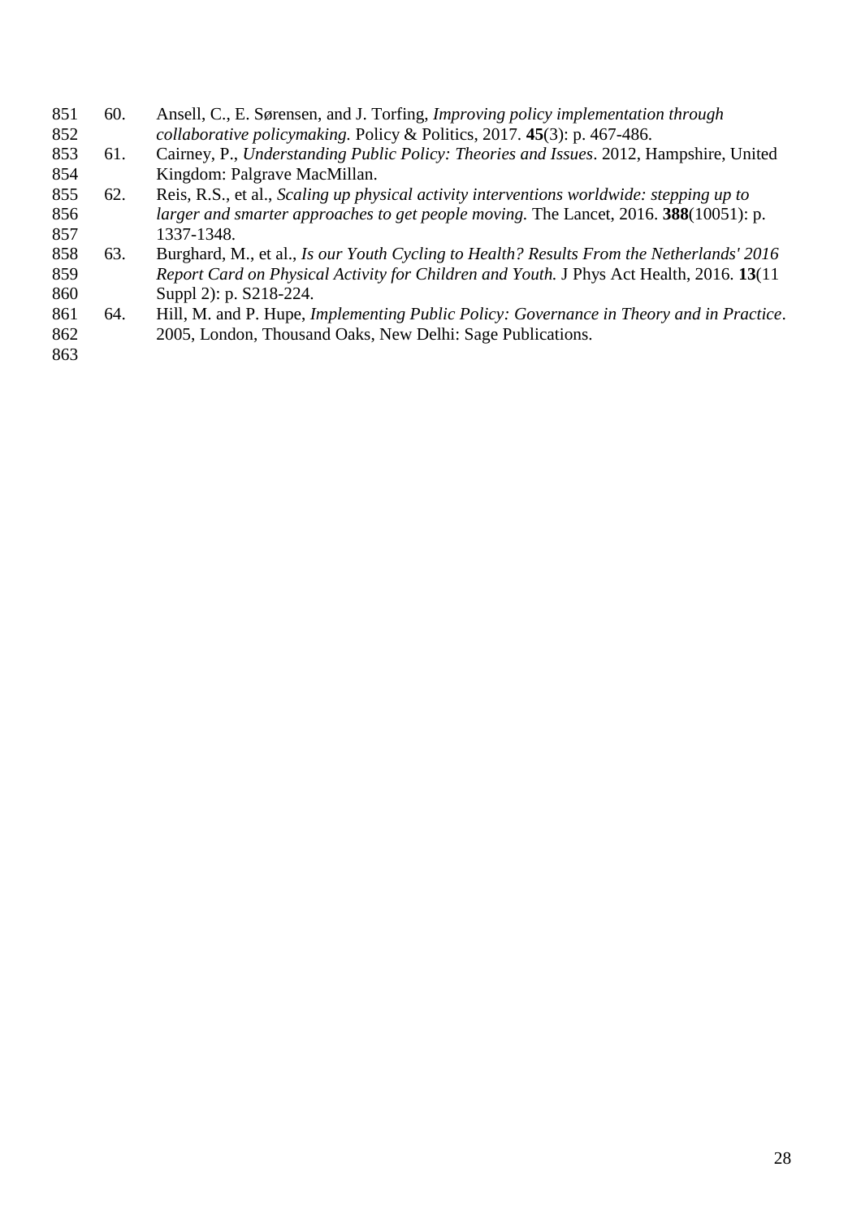60. Ansell, C., E. Sørensen, and J. Torfing, *Improving policy implementation through collaborative policymaking.* Policy & Politics, 2017. **45**(3): p. 467-486.
61. Cairney, P., *Understanding Public Policy: Theories and Issues*. 2012, Hampshire, United Kingdom: Palgrave MacMillan.
62. Reis, R.S., et al., *Scaling up physical activity interventions worldwide: stepping up to larger and smarter approaches to get people moving.* The Lancet, 2016. **388**(10051): p. 1337-1348.
63. Burghard, M., et al., *Is our Youth Cycling to Health? Results From the Netherlands' 2016 Report Card on Physical Activity for Children and Youth.* J Phys Act Health, 2016. **13**(11 Suppl 2): p. S218-224.
64. Hill, M. and P. Hupe, *Implementing Public Policy: Governance in Theory and in Practice*. 2005, London, Thousand Oaks, New Delhi: Sage Publications.